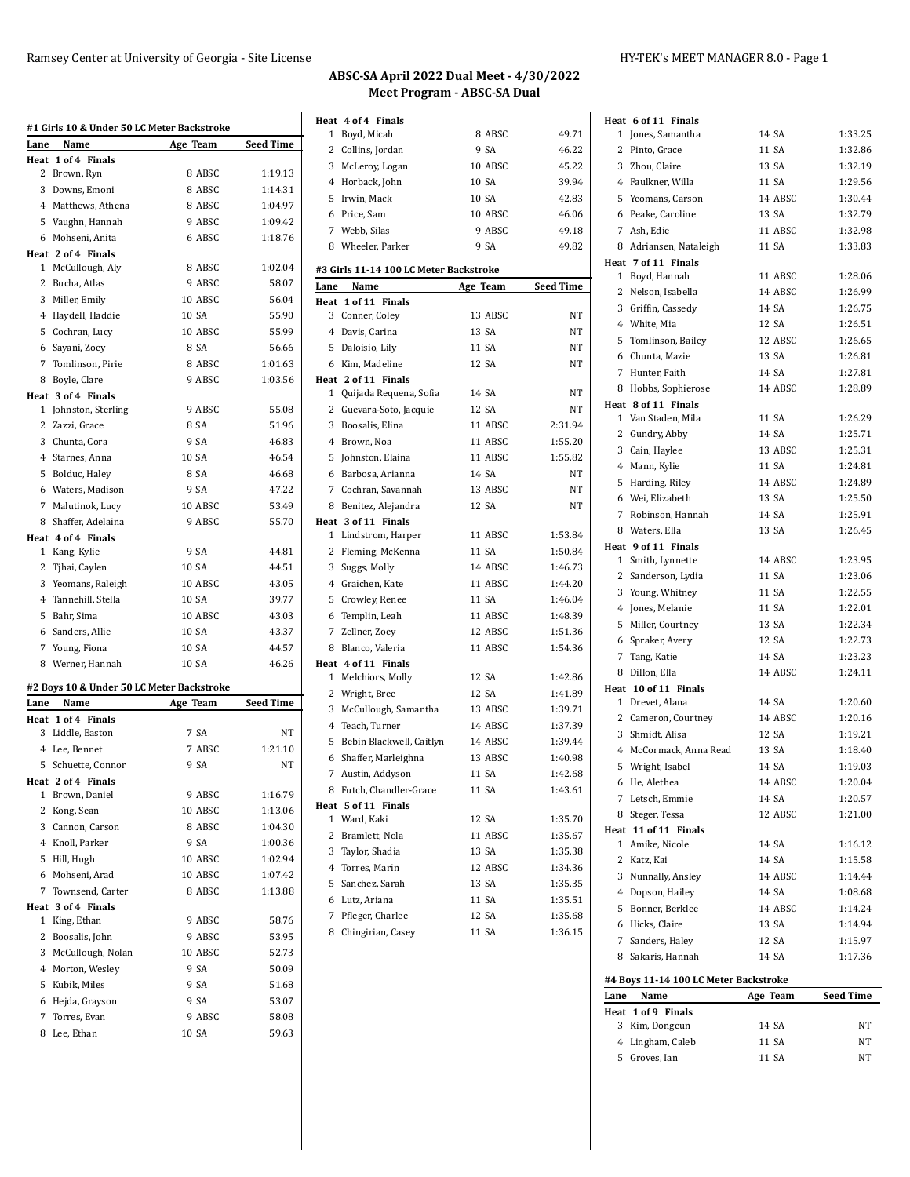## ABSC-SA April 2022 Dual Meet - 4/30/2022
## Meet Program - ABSC-SA Dual

### #1 Girls 10 & Under 50 LC Meter Backstroke

| Lane | Name | Age | Team | Seed Time |
|---|---|---|---|---|
| **Heat 1 of 4 Finals** | | | | |
| 2 | Brown, Ryn | 8 | ABSC | 1:19.13 |
| 3 | Downs, Emoni | 8 | ABSC | 1:14.31 |
| 4 | Matthews, Athena | 8 | ABSC | 1:04.97 |
| 5 | Vaughn, Hannah | 9 | ABSC | 1:09.42 |
| 6 | Mohseni, Anita | 6 | ABSC | 1:18.76 |
| **Heat 2 of 4 Finals** | | | | |
| 1 | McCullough, Aly | 8 | ABSC | 1:02.04 |
| 2 | Bucha, Atlas | 9 | ABSC | 58.07 |
| 3 | Miller, Emily | 10 | ABSC | 56.04 |
| 4 | Haydell, Haddie | 10 | SA | 55.90 |
| 5 | Cochran, Lucy | 10 | ABSC | 55.99 |
| 6 | Sayani, Zoey | 8 | SA | 56.66 |
| 7 | Tomlinson, Pirie | 8 | ABSC | 1:01.63 |
| 8 | Boyle, Clare | 9 | ABSC | 1:03.56 |
| **Heat 3 of 4 Finals** | | | | |
| 1 | Johnston, Sterling | 9 | ABSC | 55.08 |
| 2 | Zazzi, Grace | 8 | SA | 51.96 |
| 3 | Chunta, Cora | 9 | SA | 46.83 |
| 4 | Starnes, Anna | 10 | SA | 46.54 |
| 5 | Bolduc, Haley | 8 | SA | 46.68 |
| 6 | Waters, Madison | 9 | SA | 47.22 |
| 7 | Malutinok, Lucy | 10 | ABSC | 53.49 |
| 8 | Shaffer, Adelaina | 9 | ABSC | 55.70 |
| **Heat 4 of 4 Finals** | | | | |
| 1 | Kang, Kylie | 9 | SA | 44.81 |
| 2 | Tjhai, Caylen | 10 | SA | 44.51 |
| 3 | Yeomans, Raleigh | 10 | ABSC | 43.05 |
| 4 | Tannehill, Stella | 10 | SA | 39.77 |
| 5 | Bahr, Sima | 10 | ABSC | 43.03 |
| 6 | Sanders, Allie | 10 | SA | 43.37 |
| 7 | Young, Fiona | 10 | SA | 44.57 |
| 8 | Werner, Hannah | 10 | SA | 46.26 |

### #2 Boys 10 & Under 50 LC Meter Backstroke

| Lane | Name | Age | Team | Seed Time |
|---|---|---|---|---|
| **Heat 1 of 4 Finals** | | | | |
| 3 | Liddle, Easton | 7 | SA | NT |
| 4 | Lee, Bennet | 7 | ABSC | 1:21.10 |
| 5 | Schuette, Connor | 9 | SA | NT |
| **Heat 2 of 4 Finals** | | | | |
| 1 | Brown, Daniel | 9 | ABSC | 1:16.79 |
| 2 | Kong, Sean | 10 | ABSC | 1:13.06 |
| 3 | Cannon, Carson | 8 | ABSC | 1:04.30 |
| 4 | Knoll, Parker | 9 | SA | 1:00.36 |
| 5 | Hill, Hugh | 10 | ABSC | 1:02.94 |
| 6 | Mohseni, Arad | 10 | ABSC | 1:07.42 |
| 7 | Townsend, Carter | 8 | ABSC | 1:13.88 |
| **Heat 3 of 4 Finals** | | | | |
| 1 | King, Ethan | 9 | ABSC | 58.76 |
| 2 | Boosalis, John | 9 | ABSC | 53.95 |
| 3 | McCullough, Nolan | 10 | ABSC | 52.73 |
| 4 | Morton, Wesley | 9 | SA | 50.09 |
| 5 | Kubik, Miles | 9 | SA | 51.68 |
| 6 | Hejda, Grayson | 9 | SA | 53.07 |
| 7 | Torres, Evan | 9 | ABSC | 58.08 |
| 8 | Lee, Ethan | 10 | SA | 59.63 |
| **Heat 4 of 4 Finals** | | | | |
| 1 | Boyd, Micah | 8 | ABSC | 49.71 |
| 2 | Collins, Jordan | 9 | SA | 46.22 |
| 3 | McLeroy, Logan | 10 | ABSC | 45.22 |
| 4 | Horback, John | 10 | SA | 39.94 |
| 5 | Irwin, Mack | 10 | SA | 42.83 |
| 6 | Price, Sam | 10 | ABSC | 46.06 |
| 7 | Webb, Silas | 9 | ABSC | 49.18 |
| 8 | Wheeler, Parker | 9 | SA | 49.82 |

### #3 Girls 11-14 100 LC Meter Backstroke

| Lane | Name | Age | Team | Seed Time |
|---|---|---|---|---|
| **Heat 1 of 11 Finals** | | | | |
| 3 | Conner, Coley | 13 | ABSC | NT |
| 4 | Davis, Carina | 13 | SA | NT |
| 5 | Daloisio, Lily | 11 | SA | NT |
| 6 | Kim, Madeline | 12 | SA | NT |
| **Heat 2 of 11 Finals** | | | | |
| 1 | Quijada Requena, Sofia | 14 | SA | NT |
| 2 | Guevara-Soto, Jacquie | 12 | SA | NT |
| 3 | Boosalis, Elina | 11 | ABSC | 2:31.94 |
| 4 | Brown, Noa | 11 | ABSC | 1:55.20 |
| 5 | Johnston, Elaina | 11 | ABSC | 1:55.82 |
| 6 | Barbosa, Arianna | 14 | SA | NT |
| 7 | Cochran, Savannah | 13 | ABSC | NT |
| 8 | Benitez, Alejandra | 12 | SA | NT |
| **Heat 3 of 11 Finals** | | | | |
| 1 | Lindstrom, Harper | 11 | ABSC | 1:53.84 |
| 2 | Fleming, McKenna | 11 | SA | 1:50.84 |
| 3 | Suggs, Molly | 14 | ABSC | 1:46.73 |
| 4 | Graichen, Kate | 11 | ABSC | 1:44.20 |
| 5 | Crowley, Renee | 11 | SA | 1:46.04 |
| 6 | Templin, Leah | 11 | ABSC | 1:48.39 |
| 7 | Zellner, Zoey | 12 | ABSC | 1:51.36 |
| 8 | Blanco, Valeria | 11 | ABSC | 1:54.36 |
| **Heat 4 of 11 Finals** | | | | |
| 1 | Melchiors, Molly | 12 | SA | 1:42.86 |
| 2 | Wright, Bree | 12 | SA | 1:41.89 |
| 3 | McCullough, Samantha | 13 | ABSC | 1:39.71 |
| 4 | Teach, Turner | 14 | ABSC | 1:37.39 |
| 5 | Bebin Blackwell, Caitlyn | 14 | ABSC | 1:39.44 |
| 6 | Shaffer, Marleighna | 13 | ABSC | 1:40.98 |
| 7 | Austin, Addyson | 11 | SA | 1:42.68 |
| 8 | Futch, Chandler-Grace | 11 | SA | 1:43.61 |
| **Heat 5 of 11 Finals** | | | | |
| 1 | Ward, Kaki | 12 | SA | 1:35.70 |
| 2 | Bramlett, Nola | 11 | ABSC | 1:35.67 |
| 3 | Taylor, Shadia | 13 | SA | 1:35.38 |
| 4 | Torres, Marin | 12 | ABSC | 1:34.36 |
| 5 | Sanchez, Sarah | 13 | SA | 1:35.35 |
| 6 | Lutz, Ariana | 11 | SA | 1:35.51 |
| 7 | Pfleger, Charlee | 12 | SA | 1:35.68 |
| 8 | Chingirian, Casey | 11 | SA | 1:36.15 |
| **Heat 6 of 11 Finals** | | | | |
| 1 | Jones, Samantha | 14 | SA | 1:33.25 |
| 2 | Pinto, Grace | 11 | SA | 1:32.86 |
| 3 | Zhou, Claire | 13 | SA | 1:32.19 |
| 4 | Faulkner, Willa | 11 | SA | 1:29.56 |
| 5 | Yeomans, Carson | 14 | ABSC | 1:30.44 |
| 6 | Peake, Caroline | 13 | SA | 1:32.79 |
| 7 | Ash, Edie | 11 | ABSC | 1:32.98 |
| 8 | Adriansen, Nataleigh | 11 | SA | 1:33.83 |
| **Heat 7 of 11 Finals** | | | | |
| 1 | Boyd, Hannah | 11 | ABSC | 1:28.06 |
| 2 | Nelson, Isabella | 14 | ABSC | 1:26.99 |
| 3 | Griffin, Cassedy | 14 | SA | 1:26.75 |
| 4 | White, Mia | 12 | SA | 1:26.51 |
| 5 | Tomlinson, Bailey | 12 | ABSC | 1:26.65 |
| 6 | Chunta, Mazie | 13 | SA | 1:26.81 |
| 7 | Hunter, Faith | 14 | SA | 1:27.81 |
| 8 | Hobbs, Sophierose | 14 | ABSC | 1:28.89 |
| **Heat 8 of 11 Finals** | | | | |
| 1 | Van Staden, Mila | 11 | SA | 1:26.29 |
| 2 | Gundry, Abby | 14 | SA | 1:25.71 |
| 3 | Cain, Haylee | 13 | ABSC | 1:25.31 |
| 4 | Mann, Kylie | 11 | SA | 1:24.81 |
| 5 | Harding, Riley | 14 | ABSC | 1:24.89 |
| 6 | Wei, Elizabeth | 13 | SA | 1:25.50 |
| 7 | Robinson, Hannah | 14 | SA | 1:25.91 |
| 8 | Waters, Ella | 13 | SA | 1:26.45 |
| **Heat 9 of 11 Finals** | | | | |
| 1 | Smith, Lynnette | 14 | ABSC | 1:23.95 |
| 2 | Sanderson, Lydia | 11 | SA | 1:23.06 |
| 3 | Young, Whitney | 11 | SA | 1:22.55 |
| 4 | Jones, Melanie | 11 | SA | 1:22.01 |
| 5 | Miller, Courtney | 13 | SA | 1:22.34 |
| 6 | Spraker, Avery | 12 | SA | 1:22.73 |
| 7 | Tang, Katie | 14 | SA | 1:23.23 |
| 8 | Dillon, Ella | 14 | ABSC | 1:24.11 |
| **Heat 10 of 11 Finals** | | | | |
| 1 | Drevet, Alana | 14 | SA | 1:20.60 |
| 2 | Cameron, Courtney | 14 | ABSC | 1:20.16 |
| 3 | Shmidt, Alisa | 12 | SA | 1:19.21 |
| 4 | McCormack, Anna Read | 13 | SA | 1:18.40 |
| 5 | Wright, Isabel | 14 | SA | 1:19.03 |
| 6 | He, Alethea | 14 | ABSC | 1:20.04 |
| 7 | Letsch, Emmie | 14 | SA | 1:20.57 |
| 8 | Steger, Tessa | 12 | ABSC | 1:21.00 |
| **Heat 11 of 11 Finals** | | | | |
| 1 | Amike, Nicole | 14 | SA | 1:16.12 |
| 2 | Katz, Kai | 14 | SA | 1:15.58 |
| 3 | Nunnally, Ansley | 14 | ABSC | 1:14.44 |
| 4 | Dopson, Hailey | 14 | SA | 1:08.68 |
| 5 | Bonner, Berklee | 14 | ABSC | 1:14.24 |
| 6 | Hicks, Claire | 13 | SA | 1:14.94 |
| 7 | Sanders, Haley | 12 | SA | 1:15.97 |
| 8 | Sakaris, Hannah | 14 | SA | 1:17.36 |

### #4 Boys 11-14 100 LC Meter Backstroke

| Lane | Name | Age | Team | Seed Time |
|---|---|---|---|---|
| **Heat 1 of 9 Finals** | | | | |
| 3 | Kim, Dongeun | 14 | SA | NT |
| 4 | Lingham, Caleb | 11 | SA | NT |
| 5 | Groves, Ian | 11 | SA | NT |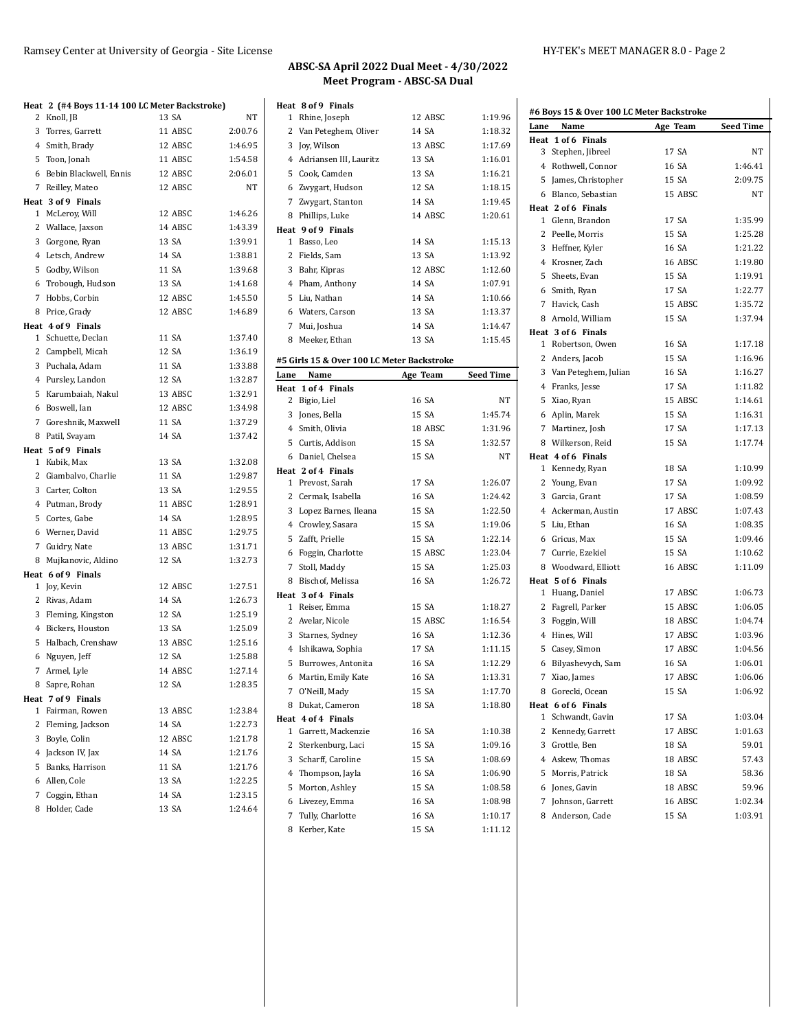## ABSC-SA April 2022 Dual Meet - 4/30/2022
## Meet Program - ABSC-SA Dual

**Heat 2 (#4 Boys 11-14 100 LC Meter Backstroke)**

| Lane | Name | Age | Team | Seed Time |
|---|---|---|---|---|
| 2 | Knoll, JB | 13 | SA | NT |
| 3 | Torres, Garrett | 11 | ABSC | 2:00.76 |
| 4 | Smith, Brady | 12 | ABSC | 1:46.95 |
| 5 | Toon, Jonah | 11 | ABSC | 1:54.58 |
| 6 | Bebin Blackwell, Ennis | 12 | ABSC | 2:06.01 |
| 7 | Reilley, Mateo | 12 | ABSC | NT |

**Heat 3 of 9 Finals**

| Lane | Name | Age | Team | Seed Time |
|---|---|---|---|---|
| 1 | McLeroy, Will | 12 | ABSC | 1:46.26 |
| 2 | Wallace, Jaxson | 14 | ABSC | 1:43.39 |
| 3 | Gorgone, Ryan | 13 | SA | 1:39.91 |
| 4 | Letsch, Andrew | 14 | SA | 1:38.81 |
| 5 | Godby, Wilson | 11 | SA | 1:39.68 |
| 6 | Trobough, Hudson | 13 | SA | 1:41.68 |
| 7 | Hobbs, Corbin | 12 | ABSC | 1:45.50 |
| 8 | Price, Grady | 12 | ABSC | 1:46.89 |

**Heat 4 of 9 Finals**

| Lane | Name | Age | Team | Seed Time |
|---|---|---|---|---|
| 1 | Schuette, Declan | 11 | SA | 1:37.40 |
| 2 | Campbell, Micah | 12 | SA | 1:36.19 |
| 3 | Puchala, Adam | 11 | SA | 1:33.88 |
| 4 | Pursley, Landon | 12 | SA | 1:32.87 |
| 5 | Karumbaiah, Nakul | 13 | ABSC | 1:32.91 |
| 6 | Boswell, Ian | 12 | ABSC | 1:34.98 |
| 7 | Goreshnik, Maxwell | 11 | SA | 1:37.29 |
| 8 | Patil, Svayam | 14 | SA | 1:37.42 |

**Heat 5 of 9 Finals**

| Lane | Name | Age | Team | Seed Time |
|---|---|---|---|---|
| 1 | Kubik, Max | 13 | SA | 1:32.08 |
| 2 | Giambalvo, Charlie | 11 | SA | 1:29.87 |
| 3 | Carter, Colton | 13 | SA | 1:29.55 |
| 4 | Putman, Brody | 11 | ABSC | 1:28.91 |
| 5 | Cortes, Gabe | 14 | SA | 1:28.95 |
| 6 | Werner, David | 11 | ABSC | 1:29.75 |
| 7 | Guidry, Nate | 13 | ABSC | 1:31.71 |
| 8 | Mujkanovic, Aldino | 12 | SA | 1:32.73 |

**Heat 6 of 9 Finals**

| Lane | Name | Age | Team | Seed Time |
|---|---|---|---|---|
| 1 | Joy, Kevin | 12 | ABSC | 1:27.51 |
| 2 | Rivas, Adam | 14 | SA | 1:26.73 |
| 3 | Fleming, Kingston | 12 | SA | 1:25.19 |
| 4 | Bickers, Houston | 13 | SA | 1:25.09 |
| 5 | Halbach, Crenshaw | 13 | ABSC | 1:25.16 |
| 6 | Nguyen, Jeff | 12 | SA | 1:25.88 |
| 7 | Armel, Lyle | 14 | ABSC | 1:27.14 |
| 8 | Sapre, Rohan | 12 | SA | 1:28.35 |

**Heat 7 of 9 Finals**

| Lane | Name | Age | Team | Seed Time |
|---|---|---|---|---|
| 1 | Fairman, Rowen | 13 | ABSC | 1:23.84 |
| 2 | Fleming, Jackson | 14 | SA | 1:22.73 |
| 3 | Boyle, Colin | 12 | ABSC | 1:21.78 |
| 4 | Jackson IV, Jax | 14 | SA | 1:21.76 |
| 5 | Banks, Harrison | 11 | SA | 1:21.76 |
| 6 | Allen, Cole | 13 | SA | 1:22.25 |
| 7 | Coggin, Ethan | 14 | SA | 1:23.15 |
| 8 | Holder, Cade | 13 | SA | 1:24.64 |

**Heat 8 of 9 Finals**

| Lane | Name | Age | Team | Seed Time |
|---|---|---|---|---|
| 1 | Rhine, Joseph | 12 | ABSC | 1:19.96 |
| 2 | Van Peteghem, Oliver | 14 | SA | 1:18.32 |
| 3 | Joy, Wilson | 13 | ABSC | 1:17.69 |
| 4 | Adriansen III, Lauritz | 13 | SA | 1:16.01 |
| 5 | Cook, Camden | 13 | SA | 1:16.21 |
| 6 | Zwygart, Hudson | 12 | SA | 1:18.15 |
| 7 | Zwygart, Stanton | 14 | SA | 1:19.45 |
| 8 | Phillips, Luke | 14 | ABSC | 1:20.61 |

**Heat 9 of 9 Finals**

| Lane | Name | Age | Team | Seed Time |
|---|---|---|---|---|
| 1 | Basso, Leo | 14 | SA | 1:15.13 |
| 2 | Fields, Sam | 13 | SA | 1:13.92 |
| 3 | Bahr, Kipras | 12 | ABSC | 1:12.60 |
| 4 | Pham, Anthony | 14 | SA | 1:07.91 |
| 5 | Liu, Nathan | 14 | SA | 1:10.66 |
| 6 | Waters, Carson | 13 | SA | 1:13.37 |
| 7 | Mui, Joshua | 14 | SA | 1:14.47 |
| 8 | Meeker, Ethan | 13 | SA | 1:15.45 |

### #5 Girls 15 & Over 100 LC Meter Backstroke

**Heat 1 of 4 Finals**

| Lane | Name | Age | Team | Seed Time |
|---|---|---|---|---|
| 2 | Bigio, Liel | 16 | SA | NT |
| 3 | Jones, Bella | 15 | SA | 1:45.74 |
| 4 | Smith, Olivia | 18 | ABSC | 1:31.96 |
| 5 | Curtis, Addison | 15 | SA | 1:32.57 |
| 6 | Daniel, Chelsea | 15 | SA | NT |

**Heat 2 of 4 Finals**

| Lane | Name | Age | Team | Seed Time |
|---|---|---|---|---|
| 1 | Prevost, Sarah | 17 | SA | 1:26.07 |
| 2 | Cermak, Isabella | 16 | SA | 1:24.42 |
| 3 | Lopez Barnes, Ileana | 15 | SA | 1:22.50 |
| 4 | Crowley, Sasara | 15 | SA | 1:19.06 |
| 5 | Zafft, Prielle | 15 | SA | 1:22.14 |
| 6 | Foggin, Charlotte | 15 | ABSC | 1:23.04 |
| 7 | Stoll, Maddy | 15 | SA | 1:25.03 |
| 8 | Bischof, Melissa | 16 | SA | 1:26.72 |

**Heat 3 of 4 Finals**

| Lane | Name | Age | Team | Seed Time |
|---|---|---|---|---|
| 1 | Reiser, Emma | 15 | SA | 1:18.27 |
| 2 | Avelar, Nicole | 15 | ABSC | 1:16.54 |
| 3 | Starnes, Sydney | 16 | SA | 1:12.36 |
| 4 | Ishikawa, Sophia | 17 | SA | 1:11.15 |
| 5 | Burrowes, Antonita | 16 | SA | 1:12.29 |
| 6 | Martin, Emily Kate | 16 | SA | 1:13.31 |
| 7 | O'Neill, Mady | 15 | SA | 1:17.70 |
| 8 | Dukat, Cameron | 18 | SA | 1:18.80 |

**Heat 4 of 4 Finals**

| Lane | Name | Age | Team | Seed Time |
|---|---|---|---|---|
| 1 | Garrett, Mackenzie | 16 | SA | 1:10.38 |
| 2 | Sterkenburg, Laci | 15 | SA | 1:09.16 |
| 3 | Scharff, Caroline | 15 | SA | 1:08.69 |
| 4 | Thompson, Jayla | 16 | SA | 1:06.90 |
| 5 | Morton, Ashley | 15 | SA | 1:08.58 |
| 6 | Livezey, Emma | 16 | SA | 1:08.98 |
| 7 | Tully, Charlotte | 16 | SA | 1:10.17 |
| 8 | Kerber, Kate | 15 | SA | 1:11.12 |

### #6 Boys 15 & Over 100 LC Meter Backstroke

**Heat 1 of 6 Finals**

| Lane | Name | Age | Team | Seed Time |
|---|---|---|---|---|
| 3 | Stephen, Jibreel | 17 | SA | NT |
| 4 | Rothwell, Connor | 16 | SA | 1:46.41 |
| 5 | James, Christopher | 15 | SA | 2:09.75 |
| 6 | Blanco, Sebastian | 15 | ABSC | NT |

**Heat 2 of 6 Finals**

| Lane | Name | Age | Team | Seed Time |
|---|---|---|---|---|
| 1 | Glenn, Brandon | 17 | SA | 1:35.99 |
| 2 | Peelle, Morris | 15 | SA | 1:25.28 |
| 3 | Heffner, Kyler | 16 | SA | 1:21.22 |
| 4 | Krosner, Zach | 16 | ABSC | 1:19.80 |
| 5 | Sheets, Evan | 15 | SA | 1:19.91 |
| 6 | Smith, Ryan | 17 | SA | 1:22.77 |
| 7 | Havick, Cash | 15 | ABSC | 1:35.72 |
| 8 | Arnold, William | 15 | SA | 1:37.94 |

**Heat 3 of 6 Finals**

| Lane | Name | Age | Team | Seed Time |
|---|---|---|---|---|
| 1 | Robertson, Owen | 16 | SA | 1:17.18 |
| 2 | Anders, Jacob | 15 | SA | 1:16.96 |
| 3 | Van Peteghem, Julian | 16 | SA | 1:16.27 |
| 4 | Franks, Jesse | 17 | SA | 1:11.82 |
| 5 | Xiao, Ryan | 15 | ABSC | 1:14.61 |
| 6 | Aplin, Marek | 15 | SA | 1:16.31 |
| 7 | Martinez, Josh | 17 | SA | 1:17.13 |
| 8 | Wilkerson, Reid | 15 | SA | 1:17.74 |

**Heat 4 of 6 Finals**

| Lane | Name | Age | Team | Seed Time |
|---|---|---|---|---|
| 1 | Kennedy, Ryan | 18 | SA | 1:10.99 |
| 2 | Young, Evan | 17 | SA | 1:09.92 |
| 3 | Garcia, Grant | 17 | SA | 1:08.59 |
| 4 | Ackerman, Austin | 17 | ABSC | 1:07.43 |
| 5 | Liu, Ethan | 16 | SA | 1:08.35 |
| 6 | Gricus, Max | 15 | SA | 1:09.46 |
| 7 | Currie, Ezekiel | 15 | SA | 1:10.62 |
| 8 | Woodward, Elliott | 16 | ABSC | 1:11.09 |

**Heat 5 of 6 Finals**

| Lane | Name | Age | Team | Seed Time |
|---|---|---|---|---|
| 1 | Huang, Daniel | 17 | ABSC | 1:06.73 |
| 2 | Fagrell, Parker | 15 | ABSC | 1:06.05 |
| 3 | Foggin, Will | 18 | ABSC | 1:04.74 |
| 4 | Hines, Will | 17 | ABSC | 1:03.96 |
| 5 | Casey, Simon | 17 | ABSC | 1:04.56 |
| 6 | Bilyashevych, Sam | 16 | SA | 1:06.01 |
| 7 | Xiao, James | 17 | ABSC | 1:06.06 |
| 8 | Gorecki, Ocean | 15 | SA | 1:06.92 |

**Heat 6 of 6 Finals**

| Lane | Name | Age | Team | Seed Time |
|---|---|---|---|---|
| 1 | Schwandt, Gavin | 17 | SA | 1:03.04 |
| 2 | Kennedy, Garrett | 17 | ABSC | 1:01.63 |
| 3 | Grottle, Ben | 18 | SA | 59.01 |
| 4 | Askew, Thomas | 18 | ABSC | 57.43 |
| 5 | Morris, Patrick | 18 | SA | 58.36 |
| 6 | Jones, Gavin | 18 | ABSC | 59.96 |
| 7 | Johnson, Garrett | 16 | ABSC | 1:02.34 |
| 8 | Anderson, Cade | 15 | SA | 1:03.91 |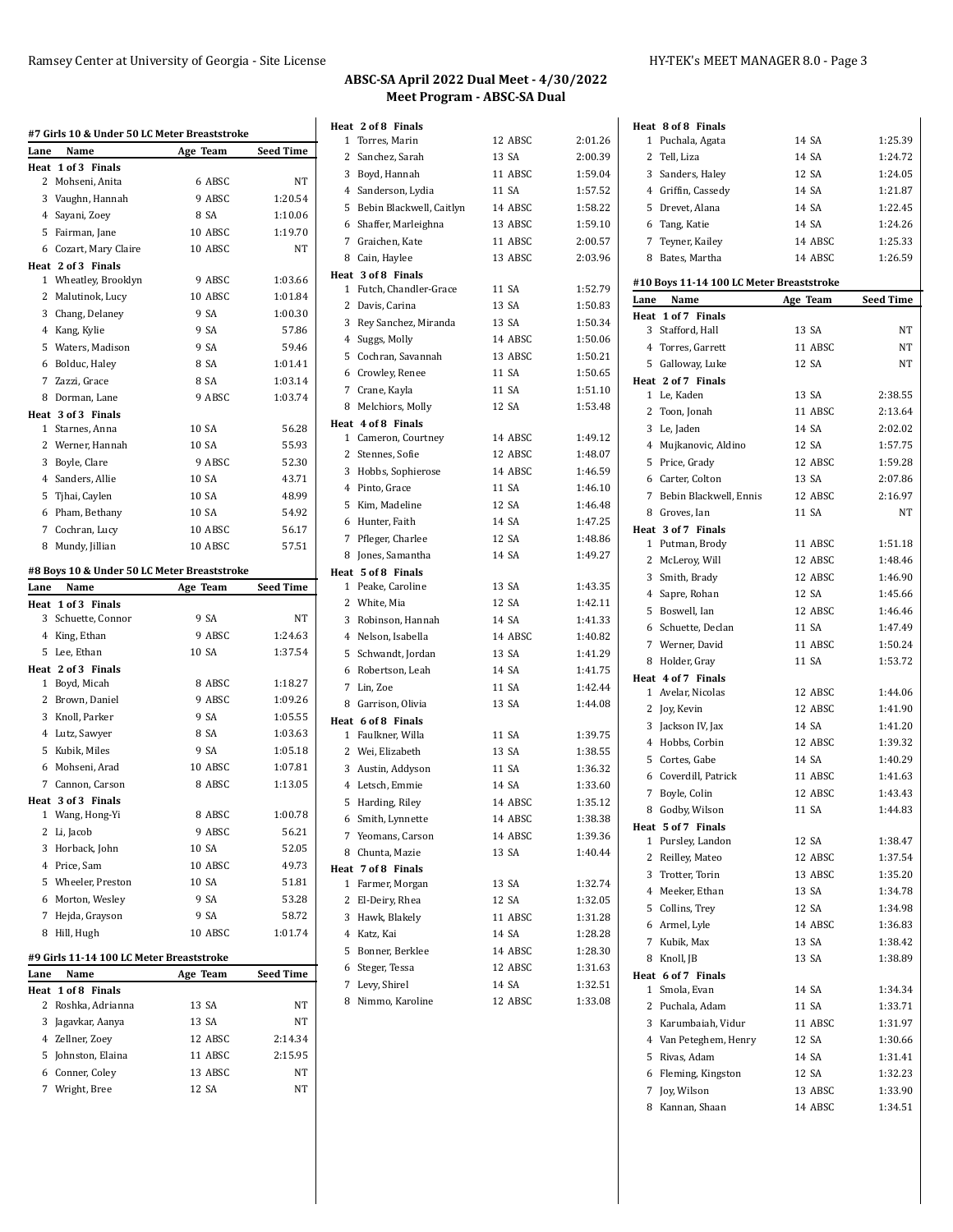## ABSC-SA April 2022 Dual Meet - 4/30/2022
## Meet Program - ABSC-SA Dual

### #7 Girls 10 & Under 50 LC Meter Breaststroke

| Lane | Name | Age | Team | Seed Time |
|---|---|---|---|---|
| **Heat 1 of 3 Finals** | | | | |
| 2 | Mohseni, Anita | 6 | ABSC | NT |
| 3 | Vaughn, Hannah | 9 | ABSC | 1:20.54 |
| 4 | Sayani, Zoey | 8 | SA | 1:10.06 |
| 5 | Fairman, Jane | 10 | ABSC | 1:19.70 |
| 6 | Cozart, Mary Claire | 10 | ABSC | NT |
| **Heat 2 of 3 Finals** | | | | |
| 1 | Wheatley, Brooklyn | 9 | ABSC | 1:03.66 |
| 2 | Malutinok, Lucy | 10 | ABSC | 1:01.84 |
| 3 | Chang, Delaney | 9 | SA | 1:00.30 |
| 4 | Kang, Kylie | 9 | SA | 57.86 |
| 5 | Waters, Madison | 9 | SA | 59.46 |
| 6 | Bolduc, Haley | 8 | SA | 1:01.41 |
| 7 | Zazzi, Grace | 8 | SA | 1:03.14 |
| 8 | Dorman, Lane | 9 | ABSC | 1:03.74 |
| **Heat 3 of 3 Finals** | | | | |
| 1 | Starnes, Anna | 10 | SA | 56.28 |
| 2 | Werner, Hannah | 10 | SA | 55.93 |
| 3 | Boyle, Clare | 9 | ABSC | 52.30 |
| 4 | Sanders, Allie | 10 | SA | 43.71 |
| 5 | Tjhai, Caylen | 10 | SA | 48.99 |
| 6 | Pham, Bethany | 10 | SA | 54.92 |
| 7 | Cochran, Lucy | 10 | ABSC | 56.17 |
| 8 | Mundy, Jillian | 10 | ABSC | 57.51 |

### #8 Boys 10 & Under 50 LC Meter Breaststroke

| Lane | Name | Age | Team | Seed Time |
|---|---|---|---|---|
| **Heat 1 of 3 Finals** | | | | |
| 3 | Schuette, Connor | 9 | SA | NT |
| 4 | King, Ethan | 9 | ABSC | 1:24.63 |
| 5 | Lee, Ethan | 10 | SA | 1:37.54 |
| **Heat 2 of 3 Finals** | | | | |
| 1 | Boyd, Micah | 8 | ABSC | 1:18.27 |
| 2 | Brown, Daniel | 9 | ABSC | 1:09.26 |
| 3 | Knoll, Parker | 9 | SA | 1:05.55 |
| 4 | Lutz, Sawyer | 8 | SA | 1:03.63 |
| 5 | Kubik, Miles | 9 | SA | 1:05.18 |
| 6 | Mohseni, Arad | 10 | ABSC | 1:07.81 |
| 7 | Cannon, Carson | 8 | ABSC | 1:13.05 |
| **Heat 3 of 3 Finals** | | | | |
| 1 | Wang, Hong-Yi | 8 | ABSC | 1:00.78 |
| 2 | Li, Jacob | 9 | ABSC | 56.21 |
| 3 | Horback, John | 10 | SA | 52.05 |
| 4 | Price, Sam | 10 | ABSC | 49.73 |
| 5 | Wheeler, Preston | 10 | SA | 51.81 |
| 6 | Morton, Wesley | 9 | SA | 53.28 |
| 7 | Hejda, Grayson | 9 | SA | 58.72 |
| 8 | Hill, Hugh | 10 | ABSC | 1:01.74 |

### #9 Girls 11-14 100 LC Meter Breaststroke

| Lane | Name | Age | Team | Seed Time |
|---|---|---|---|---|
| **Heat 1 of 8 Finals** | | | | |
| 2 | Roshka, Adrianna | 13 | SA | NT |
| 3 | Jagavkar, Aanya | 13 | SA | NT |
| 4 | Zellner, Zoey | 12 | ABSC | 2:14.34 |
| 5 | Johnston, Elaina | 11 | ABSC | 2:15.95 |
| 6 | Conner, Coley | 13 | ABSC | NT |
| 7 | Wright, Bree | 12 | SA | NT |
| **Heat 2 of 8 Finals** | | | | |
| 1 | Torres, Marin | 12 | ABSC | 2:01.26 |
| 2 | Sanchez, Sarah | 13 | SA | 2:00.39 |
| 3 | Boyd, Hannah | 11 | ABSC | 1:59.04 |
| 4 | Sanderson, Lydia | 11 | SA | 1:57.52 |
| 5 | Bebin Blackwell, Caitlyn | 14 | ABSC | 1:58.22 |
| 6 | Shaffer, Marleighna | 13 | ABSC | 1:59.10 |
| 7 | Graichen, Kate | 11 | ABSC | 2:00.57 |
| 8 | Cain, Haylee | 13 | ABSC | 2:03.96 |
| **Heat 3 of 8 Finals** | | | | |
| 1 | Futch, Chandler-Grace | 11 | SA | 1:52.79 |
| 2 | Davis, Carina | 13 | SA | 1:50.83 |
| 3 | Rey Sanchez, Miranda | 13 | SA | 1:50.34 |
| 4 | Suggs, Molly | 14 | ABSC | 1:50.06 |
| 5 | Cochran, Savannah | 13 | ABSC | 1:50.21 |
| 6 | Crowley, Renee | 11 | SA | 1:50.65 |
| 7 | Crane, Kayla | 11 | SA | 1:51.10 |
| 8 | Melchiors, Molly | 12 | SA | 1:53.48 |
| **Heat 4 of 8 Finals** | | | | |
| 1 | Cameron, Courtney | 14 | ABSC | 1:49.12 |
| 2 | Stennes, Sofie | 12 | ABSC | 1:48.07 |
| 3 | Hobbs, Sophierose | 14 | ABSC | 1:46.59 |
| 4 | Pinto, Grace | 11 | SA | 1:46.10 |
| 5 | Kim, Madeline | 12 | SA | 1:46.48 |
| 6 | Hunter, Faith | 14 | SA | 1:47.25 |
| 7 | Pfleger, Charlee | 12 | SA | 1:48.86 |
| 8 | Jones, Samantha | 14 | SA | 1:49.27 |
| **Heat 5 of 8 Finals** | | | | |
| 1 | Peake, Caroline | 13 | SA | 1:43.35 |
| 2 | White, Mia | 12 | SA | 1:42.11 |
| 3 | Robinson, Hannah | 14 | SA | 1:41.33 |
| 4 | Nelson, Isabella | 14 | ABSC | 1:40.82 |
| 5 | Schwandt, Jordan | 13 | SA | 1:41.29 |
| 6 | Robertson, Leah | 14 | SA | 1:41.75 |
| 7 | Lin, Zoe | 11 | SA | 1:42.44 |
| 8 | Garrison, Olivia | 13 | SA | 1:44.08 |
| **Heat 6 of 8 Finals** | | | | |
| 1 | Faulkner, Willa | 11 | SA | 1:39.75 |
| 2 | Wei, Elizabeth | 13 | SA | 1:38.55 |
| 3 | Austin, Addyson | 11 | SA | 1:36.32 |
| 4 | Letsch, Emmie | 14 | SA | 1:33.60 |
| 5 | Harding, Riley | 14 | ABSC | 1:35.12 |
| 6 | Smith, Lynnette | 14 | ABSC | 1:38.38 |
| 7 | Yeomans, Carson | 14 | ABSC | 1:39.36 |
| 8 | Chunta, Mazie | 13 | SA | 1:40.44 |
| **Heat 7 of 8 Finals** | | | | |
| 1 | Farmer, Morgan | 13 | SA | 1:32.74 |
| 2 | El-Deiry, Rhea | 12 | SA | 1:32.05 |
| 3 | Hawk, Blakely | 11 | ABSC | 1:31.28 |
| 4 | Katz, Kai | 14 | SA | 1:28.28 |
| 5 | Bonner, Berklee | 14 | ABSC | 1:28.30 |
| 6 | Steger, Tessa | 12 | ABSC | 1:31.63 |
| 7 | Levy, Shirel | 14 | SA | 1:32.51 |
| 8 | Nimmo, Karoline | 12 | ABSC | 1:33.08 |
| **Heat 8 of 8 Finals** | | | | |
| 1 | Puchala, Agata | 14 | SA | 1:25.39 |
| 2 | Tell, Liza | 14 | SA | 1:24.72 |
| 3 | Sanders, Haley | 12 | SA | 1:24.05 |
| 4 | Griffin, Cassedy | 14 | SA | 1:21.87 |
| 5 | Drevet, Alana | 14 | SA | 1:22.45 |
| 6 | Tang, Katie | 14 | SA | 1:24.26 |
| 7 | Teyner, Kailey | 14 | ABSC | 1:25.33 |
| 8 | Bates, Martha | 14 | ABSC | 1:26.59 |

### #10 Boys 11-14 100 LC Meter Breaststroke

| Lane | Name | Age | Team | Seed Time |
|---|---|---|---|---|
| **Heat 1 of 7 Finals** | | | | |
| 3 | Stafford, Hall | 13 | SA | NT |
| 4 | Torres, Garrett | 11 | ABSC | NT |
| 5 | Galloway, Luke | 12 | SA | NT |
| **Heat 2 of 7 Finals** | | | | |
| 1 | Le, Kaden | 13 | SA | 2:38.55 |
| 2 | Toon, Jonah | 11 | ABSC | 2:13.64 |
| 3 | Le, Jaden | 14 | SA | 2:02.02 |
| 4 | Mujkanovic, Aldino | 12 | SA | 1:57.75 |
| 5 | Price, Grady | 12 | ABSC | 1:59.28 |
| 6 | Carter, Colton | 13 | SA | 2:07.86 |
| 7 | Bebin Blackwell, Ennis | 12 | ABSC | 2:16.97 |
| 8 | Groves, Ian | 11 | SA | NT |
| **Heat 3 of 7 Finals** | | | | |
| 1 | Putman, Brody | 11 | ABSC | 1:51.18 |
| 2 | McLeroy, Will | 12 | ABSC | 1:48.46 |
| 3 | Smith, Brady | 12 | ABSC | 1:46.90 |
| 4 | Sapre, Rohan | 12 | SA | 1:45.66 |
| 5 | Boswell, Ian | 12 | ABSC | 1:46.46 |
| 6 | Schuette, Declan | 11 | SA | 1:47.49 |
| 7 | Werner, David | 11 | ABSC | 1:50.24 |
| 8 | Holder, Gray | 11 | SA | 1:53.72 |
| **Heat 4 of 7 Finals** | | | | |
| 1 | Avelar, Nicolas | 12 | ABSC | 1:44.06 |
| 2 | Joy, Kevin | 12 | ABSC | 1:41.90 |
| 3 | Jackson IV, Jax | 14 | SA | 1:41.20 |
| 4 | Hobbs, Corbin | 12 | ABSC | 1:39.32 |
| 5 | Cortes, Gabe | 14 | SA | 1:40.29 |
| 6 | Coverdill, Patrick | 11 | ABSC | 1:41.63 |
| 7 | Boyle, Colin | 12 | ABSC | 1:43.43 |
| 8 | Godby, Wilson | 11 | SA | 1:44.83 |
| **Heat 5 of 7 Finals** | | | | |
| 1 | Pursley, Landon | 12 | SA | 1:38.47 |
| 2 | Reilley, Mateo | 12 | ABSC | 1:37.54 |
| 3 | Trotter, Torin | 13 | ABSC | 1:35.20 |
| 4 | Meeker, Ethan | 13 | SA | 1:34.78 |
| 5 | Collins, Trey | 12 | SA | 1:34.98 |
| 6 | Armel, Lyle | 14 | ABSC | 1:36.83 |
| 7 | Kubik, Max | 13 | SA | 1:38.42 |
| 8 | Knoll, JB | 13 | SA | 1:38.89 |
| **Heat 6 of 7 Finals** | | | | |
| 1 | Smola, Evan | 14 | SA | 1:34.34 |
| 2 | Puchala, Adam | 11 | SA | 1:33.71 |
| 3 | Karumbaiah, Vidur | 11 | ABSC | 1:31.97 |
| 4 | Van Peteghem, Henry | 12 | SA | 1:30.66 |
| 5 | Rivas, Adam | 14 | SA | 1:31.41 |
| 6 | Fleming, Kingston | 12 | SA | 1:32.23 |
| 7 | Joy, Wilson | 13 | ABSC | 1:33.90 |
| 8 | Kannan, Shaan | 14 | ABSC | 1:34.51 |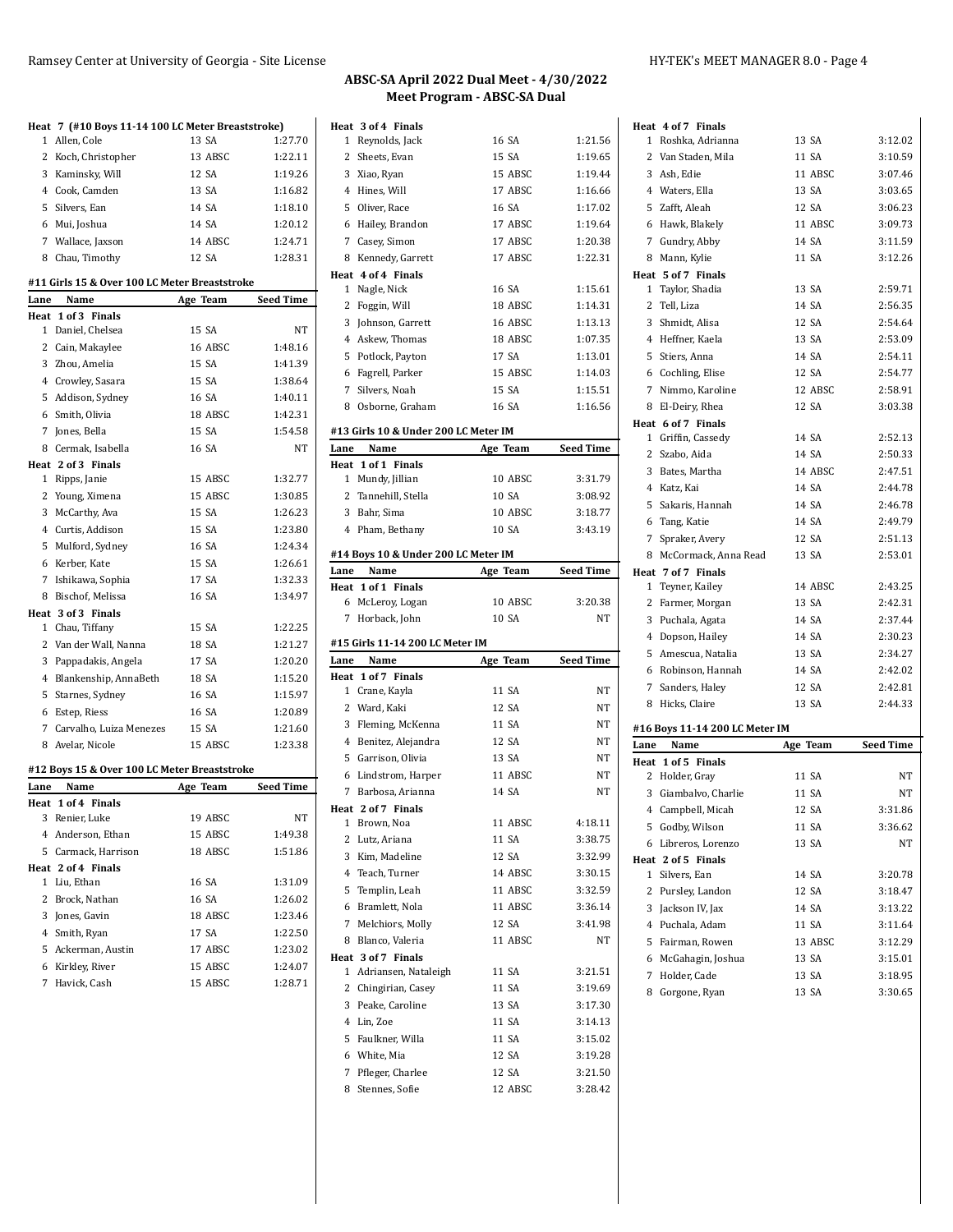## ABSC-SA April 2022 Dual Meet - 4/30/2022
## Meet Program - ABSC-SA Dual

**Heat 7 (#10 Boys 11-14 100 LC Meter Breaststroke)**

| Lane | Name | Age | Team | Seed Time |
|---|---|---|---|---|
| 1 | Allen, Cole | 13 | SA | 1:27.70 |
| 2 | Koch, Christopher | 13 | ABSC | 1:22.11 |
| 3 | Kaminsky, Will | 12 | SA | 1:19.26 |
| 4 | Cook, Camden | 13 | SA | 1:16.82 |
| 5 | Silvers, Ean | 14 | SA | 1:18.10 |
| 6 | Mui, Joshua | 14 | SA | 1:20.12 |
| 7 | Wallace, Jaxson | 14 | ABSC | 1:24.71 |
| 8 | Chau, Timothy | 12 | SA | 1:28.31 |

### #11 Girls 15 & Over 100 LC Meter Breaststroke

| Lane | Name | Age | Team | Seed Time |
|---|---|---|---|---|
| **Heat 1 of 3 Finals** | | | | |
| 1 | Daniel, Chelsea | 15 | SA | NT |
| 2 | Cain, Makaylee | 16 | ABSC | 1:48.16 |
| 3 | Zhou, Amelia | 15 | SA | 1:41.39 |
| 4 | Crowley, Sasara | 15 | SA | 1:38.64 |
| 5 | Addison, Sydney | 16 | SA | 1:40.11 |
| 6 | Smith, Olivia | 18 | ABSC | 1:42.31 |
| 7 | Jones, Bella | 15 | SA | 1:54.58 |
| 8 | Cermak, Isabella | 16 | SA | NT |
| **Heat 2 of 3 Finals** | | | | |
| 1 | Ripps, Janie | 15 | ABSC | 1:32.77 |
| 2 | Young, Ximena | 15 | ABSC | 1:30.85 |
| 3 | McCarthy, Ava | 15 | SA | 1:26.23 |
| 4 | Curtis, Addison | 15 | SA | 1:23.80 |
| 5 | Mulford, Sydney | 16 | SA | 1:24.34 |
| 6 | Kerber, Kate | 15 | SA | 1:26.61 |
| 7 | Ishikawa, Sophia | 17 | SA | 1:32.33 |
| 8 | Bischof, Melissa | 16 | SA | 1:34.97 |
| **Heat 3 of 3 Finals** | | | | |
| 1 | Chau, Tiffany | 15 | SA | 1:22.25 |
| 2 | Van der Wall, Nanna | 18 | SA | 1:21.27 |
| 3 | Pappadakis, Angela | 17 | SA | 1:20.20 |
| 4 | Blankenship, AnnaBeth | 18 | SA | 1:15.20 |
| 5 | Starnes, Sydney | 16 | SA | 1:15.97 |
| 6 | Estep, Riess | 16 | SA | 1:20.89 |
| 7 | Carvalho, Luiza Menezes | 15 | SA | 1:21.60 |
| 8 | Avelar, Nicole | 15 | ABSC | 1:23.38 |

### #12 Boys 15 & Over 100 LC Meter Breaststroke

| Lane | Name | Age | Team | Seed Time |
|---|---|---|---|---|
| **Heat 1 of 4 Finals** | | | | |
| 3 | Renier, Luke | 19 | ABSC | NT |
| 4 | Anderson, Ethan | 15 | ABSC | 1:49.38 |
| 5 | Carmack, Harrison | 18 | ABSC | 1:51.86 |
| **Heat 2 of 4 Finals** | | | | |
| 1 | Liu, Ethan | 16 | SA | 1:31.09 |
| 2 | Brock, Nathan | 16 | SA | 1:26.02 |
| 3 | Jones, Gavin | 18 | ABSC | 1:23.46 |
| 4 | Smith, Ryan | 17 | SA | 1:22.50 |
| 5 | Ackerman, Austin | 17 | ABSC | 1:23.02 |
| 6 | Kirkley, River | 15 | ABSC | 1:24.07 |
| 7 | Havick, Cash | 15 | ABSC | 1:28.71 |
| **Heat 3 of 4 Finals** | | | | |
| 1 | Reynolds, Jack | 16 | SA | 1:21.56 |
| 2 | Sheets, Evan | 15 | SA | 1:19.65 |
| 3 | Xiao, Ryan | 15 | ABSC | 1:19.44 |
| 4 | Hines, Will | 17 | ABSC | 1:16.66 |
| 5 | Oliver, Race | 16 | SA | 1:17.02 |
| 6 | Hailey, Brandon | 17 | ABSC | 1:19.64 |
| 7 | Casey, Simon | 17 | ABSC | 1:20.38 |
| 8 | Kennedy, Garrett | 17 | ABSC | 1:22.31 |
| **Heat 4 of 4 Finals** | | | | |
| 1 | Nagle, Nick | 16 | SA | 1:15.61 |
| 2 | Foggin, Will | 18 | ABSC | 1:14.31 |
| 3 | Johnson, Garrett | 16 | ABSC | 1:13.13 |
| 4 | Askew, Thomas | 18 | ABSC | 1:07.35 |
| 5 | Potlock, Payton | 17 | SA | 1:13.01 |
| 6 | Fagrell, Parker | 15 | ABSC | 1:14.03 |
| 7 | Silvers, Noah | 15 | SA | 1:15.51 |
| 8 | Osborne, Graham | 16 | SA | 1:16.56 |

### #13 Girls 10 & Under 200 LC Meter IM

| Lane | Name | Age | Team | Seed Time |
|---|---|---|---|---|
| **Heat 1 of 1 Finals** | | | | |
| 1 | Mundy, Jillian | 10 | ABSC | 3:31.79 |
| 2 | Tannehill, Stella | 10 | SA | 3:08.92 |
| 3 | Bahr, Sima | 10 | ABSC | 3:18.77 |
| 4 | Pham, Bethany | 10 | SA | 3:43.19 |

### #14 Boys 10 & Under 200 LC Meter IM

| Lane | Name | Age | Team | Seed Time |
|---|---|---|---|---|
| **Heat 1 of 1 Finals** | | | | |
| 6 | McLeroy, Logan | 10 | ABSC | 3:20.38 |
| 7 | Horback, John | 10 | SA | NT |

### #15 Girls 11-14 200 LC Meter IM

| Lane | Name | Age | Team | Seed Time |
|---|---|---|---|---|
| **Heat 1 of 7 Finals** | | | | |
| 1 | Crane, Kayla | 11 | SA | NT |
| 2 | Ward, Kaki | 12 | SA | NT |
| 3 | Fleming, McKenna | 11 | SA | NT |
| 4 | Benitez, Alejandra | 12 | SA | NT |
| 5 | Garrison, Olivia | 13 | SA | NT |
| 6 | Lindstrom, Harper | 11 | ABSC | NT |
| 7 | Barbosa, Arianna | 14 | SA | NT |
| **Heat 2 of 7 Finals** | | | | |
| 1 | Brown, Noa | 11 | ABSC | 4:18.11 |
| 2 | Lutz, Ariana | 11 | SA | 3:38.75 |
| 3 | Kim, Madeline | 12 | SA | 3:32.99 |
| 4 | Teach, Turner | 14 | ABSC | 3:30.15 |
| 5 | Templin, Leah | 11 | ABSC | 3:32.59 |
| 6 | Bramlett, Nola | 11 | ABSC | 3:36.14 |
| 7 | Melchiors, Molly | 12 | SA | 3:41.98 |
| 8 | Blanco, Valeria | 11 | ABSC | NT |
| **Heat 3 of 7 Finals** | | | | |
| 1 | Adriansen, Nataleigh | 11 | SA | 3:21.51 |
| 2 | Chingirian, Casey | 11 | SA | 3:19.69 |
| 3 | Peake, Caroline | 13 | SA | 3:17.30 |
| 4 | Lin, Zoe | 11 | SA | 3:14.13 |
| 5 | Faulkner, Willa | 11 | SA | 3:15.02 |
| 6 | White, Mia | 12 | SA | 3:19.28 |
| 7 | Pfleger, Charlee | 12 | SA | 3:21.50 |
| 8 | Stennes, Sofie | 12 | ABSC | 3:28.42 |
| **Heat 4 of 7 Finals** | | | | |
| 1 | Roshka, Adrianna | 13 | SA | 3:12.02 |
| 2 | Van Staden, Mila | 11 | SA | 3:10.59 |
| 3 | Ash, Edie | 11 | ABSC | 3:07.46 |
| 4 | Waters, Ella | 13 | SA | 3:03.65 |
| 5 | Zafft, Aleah | 12 | SA | 3:06.23 |
| 6 | Hawk, Blakely | 11 | ABSC | 3:09.73 |
| 7 | Gundry, Abby | 14 | SA | 3:11.59 |
| 8 | Mann, Kylie | 11 | SA | 3:12.26 |
| **Heat 5 of 7 Finals** | | | | |
| 1 | Taylor, Shadia | 13 | SA | 2:59.71 |
| 2 | Tell, Liza | 14 | SA | 2:56.35 |
| 3 | Shmidt, Alisa | 12 | SA | 2:54.64 |
| 4 | Heffner, Kaela | 13 | SA | 2:53.09 |
| 5 | Stiers, Anna | 14 | SA | 2:54.11 |
| 6 | Cochling, Elise | 12 | SA | 2:54.77 |
| 7 | Nimmo, Karoline | 12 | ABSC | 2:58.91 |
| 8 | El-Deiry, Rhea | 12 | SA | 3:03.38 |
| **Heat 6 of 7 Finals** | | | | |
| 1 | Griffin, Cassedy | 14 | SA | 2:52.13 |
| 2 | Szabo, Aida | 14 | SA | 2:50.33 |
| 3 | Bates, Martha | 14 | ABSC | 2:47.51 |
| 4 | Katz, Kai | 14 | SA | 2:44.78 |
| 5 | Sakaris, Hannah | 14 | SA | 2:46.78 |
| 6 | Tang, Katie | 14 | SA | 2:49.79 |
| 7 | Spraker, Avery | 12 | SA | 2:51.13 |
| 8 | McCormack, Anna Read | 13 | SA | 2:53.01 |
| **Heat 7 of 7 Finals** | | | | |
| 1 | Teyner, Kailey | 14 | ABSC | 2:43.25 |
| 2 | Farmer, Morgan | 13 | SA | 2:42.31 |
| 3 | Puchala, Agata | 14 | SA | 2:37.44 |
| 4 | Dopson, Hailey | 14 | SA | 2:30.23 |
| 5 | Amescua, Natalia | 13 | SA | 2:34.27 |
| 6 | Robinson, Hannah | 14 | SA | 2:42.02 |
| 7 | Sanders, Haley | 12 | SA | 2:42.81 |
| 8 | Hicks, Claire | 13 | SA | 2:44.33 |

### #16 Boys 11-14 200 LC Meter IM

| Lane | Name | Age | Team | Seed Time |
|---|---|---|---|---|
| **Heat 1 of 5 Finals** | | | | |
| 2 | Holder, Gray | 11 | SA | NT |
| 3 | Giambalvo, Charlie | 11 | SA | NT |
| 4 | Campbell, Micah | 12 | SA | 3:31.86 |
| 5 | Godby, Wilson | 11 | SA | 3:36.62 |
| 6 | Libreros, Lorenzo | 13 | SA | NT |
| **Heat 2 of 5 Finals** | | | | |
| 1 | Silvers, Ean | 14 | SA | 3:20.78 |
| 2 | Pursley, Landon | 12 | SA | 3:18.47 |
| 3 | Jackson IV, Jax | 14 | SA | 3:13.22 |
| 4 | Puchala, Adam | 11 | SA | 3:11.64 |
| 5 | Fairman, Rowen | 13 | ABSC | 3:12.29 |
| 6 | McGahagin, Joshua | 13 | SA | 3:15.01 |
| 7 | Holder, Cade | 13 | SA | 3:18.95 |
| 8 | Gorgone, Ryan | 13 | SA | 3:30.65 |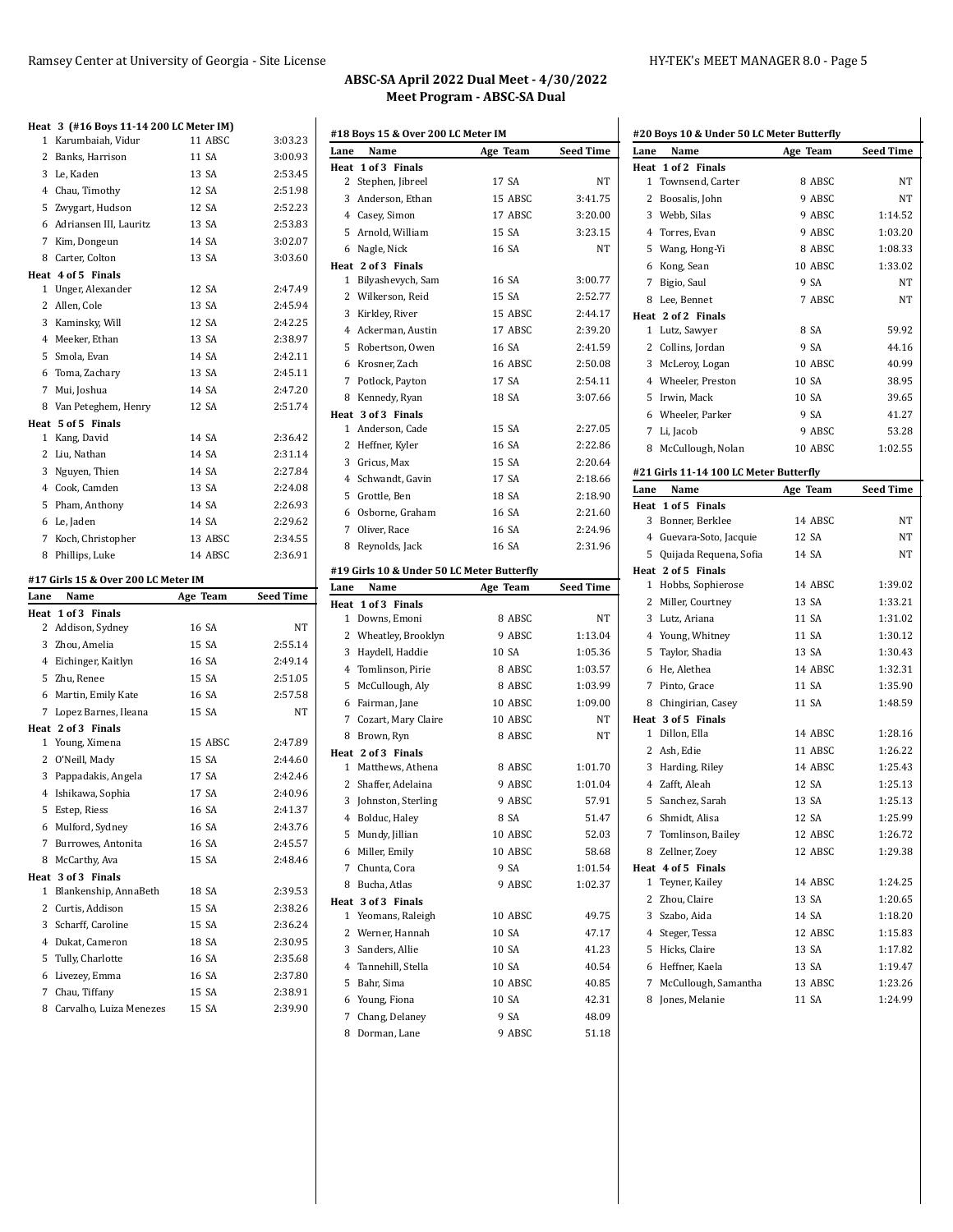## ABSC-SA April 2022 Dual Meet - 4/30/2022
## Meet Program - ABSC-SA Dual

**Heat 3 (#16 Boys 11-14 200 LC Meter IM)**

| Lane | Name | Age | Team | Seed Time |
|---|---|---|---|---|
| 1 | Karumbaiah, Vidur | 11 | ABSC | 3:03.23 |
| 2 | Banks, Harrison | 11 | SA | 3:00.93 |
| 3 | Le, Kaden | 13 | SA | 2:53.45 |
| 4 | Chau, Timothy | 12 | SA | 2:51.98 |
| 5 | Zwygart, Hudson | 12 | SA | 2:52.23 |
| 6 | Adriansen III, Lauritz | 13 | SA | 2:53.83 |
| 7 | Kim, Dongeun | 14 | SA | 3:02.07 |
| 8 | Carter, Colton | 13 | SA | 3:03.60 |
| **Heat 4 of 5 Finals** | | | | |
| 1 | Unger, Alexander | 12 | SA | 2:47.49 |
| 2 | Allen, Cole | 13 | SA | 2:45.94 |
| 3 | Kaminsky, Will | 12 | SA | 2:42.25 |
| 4 | Meeker, Ethan | 13 | SA | 2:38.97 |
| 5 | Smola, Evan | 14 | SA | 2:42.11 |
| 6 | Toma, Zachary | 13 | SA | 2:45.11 |
| 7 | Mui, Joshua | 14 | SA | 2:47.20 |
| 8 | Van Peteghem, Henry | 12 | SA | 2:51.74 |
| **Heat 5 of 5 Finals** | | | | |
| 1 | Kang, David | 14 | SA | 2:36.42 |
| 2 | Liu, Nathan | 14 | SA | 2:31.14 |
| 3 | Nguyen, Thien | 14 | SA | 2:27.84 |
| 4 | Cook, Camden | 13 | SA | 2:24.08 |
| 5 | Pham, Anthony | 14 | SA | 2:26.93 |
| 6 | Le, Jaden | 14 | SA | 2:29.62 |
| 7 | Koch, Christopher | 13 | ABSC | 2:34.55 |
| 8 | Phillips, Luke | 14 | ABSC | 2:36.91 |

**#17 Girls 15 & Over 200 LC Meter IM**

| Lane | Name | Age | Team | Seed Time |
|---|---|---|---|---|
| **Heat 1 of 3 Finals** | | | | |
| 2 | Addison, Sydney | 16 | SA | NT |
| 3 | Zhou, Amelia | 15 | SA | 2:55.14 |
| 4 | Eichinger, Kaitlyn | 16 | SA | 2:49.14 |
| 5 | Zhu, Renee | 15 | SA | 2:51.05 |
| 6 | Martin, Emily Kate | 16 | SA | 2:57.58 |
| 7 | Lopez Barnes, Ileana | 15 | SA | NT |
| **Heat 2 of 3 Finals** | | | | |
| 1 | Young, Ximena | 15 | ABSC | 2:47.89 |
| 2 | O'Neill, Mady | 15 | SA | 2:44.60 |
| 3 | Pappadakis, Angela | 17 | SA | 2:42.46 |
| 4 | Ishikawa, Sophia | 17 | SA | 2:40.96 |
| 5 | Estep, Riess | 16 | SA | 2:41.37 |
| 6 | Mulford, Sydney | 16 | SA | 2:43.76 |
| 7 | Burrowes, Antonita | 16 | SA | 2:45.57 |
| 8 | McCarthy, Ava | 15 | SA | 2:48.46 |
| **Heat 3 of 3 Finals** | | | | |
| 1 | Blankenship, AnnaBeth | 18 | SA | 2:39.53 |
| 2 | Curtis, Addison | 15 | SA | 2:38.26 |
| 3 | Scharff, Caroline | 15 | SA | 2:36.24 |
| 4 | Dukat, Cameron | 18 | SA | 2:30.95 |
| 5 | Tully, Charlotte | 16 | SA | 2:35.68 |
| 6 | Livezey, Emma | 16 | SA | 2:37.80 |
| 7 | Chau, Tiffany | 15 | SA | 2:38.91 |
| 8 | Carvalho, Luiza Menezes | 15 | SA | 2:39.90 |

**#18 Boys 15 & Over 200 LC Meter IM**

| Lane | Name | Age | Team | Seed Time |
|---|---|---|---|---|
| **Heat 1 of 3 Finals** | | | | |
| 2 | Stephen, Jibreel | 17 | SA | NT |
| 3 | Anderson, Ethan | 15 | ABSC | 3:41.75 |
| 4 | Casey, Simon | 17 | ABSC | 3:20.00 |
| 5 | Arnold, William | 15 | SA | 3:23.15 |
| 6 | Nagle, Nick | 16 | SA | NT |
| **Heat 2 of 3 Finals** | | | | |
| 1 | Bilyashevych, Sam | 16 | SA | 3:00.77 |
| 2 | Wilkerson, Reid | 15 | SA | 2:52.77 |
| 3 | Kirkley, River | 15 | ABSC | 2:44.17 |
| 4 | Ackerman, Austin | 17 | ABSC | 2:39.20 |
| 5 | Robertson, Owen | 16 | SA | 2:41.59 |
| 6 | Krosner, Zach | 16 | ABSC | 2:50.08 |
| 7 | Potlock, Payton | 17 | SA | 2:54.11 |
| 8 | Kennedy, Ryan | 18 | SA | 3:07.66 |
| **Heat 3 of 3 Finals** | | | | |
| 1 | Anderson, Cade | 15 | SA | 2:27.05 |
| 2 | Heffner, Kyler | 16 | SA | 2:22.86 |
| 3 | Gricus, Max | 15 | SA | 2:20.64 |
| 4 | Schwandt, Gavin | 17 | SA | 2:18.66 |
| 5 | Grottle, Ben | 18 | SA | 2:18.90 |
| 6 | Osborne, Graham | 16 | SA | 2:21.60 |
| 7 | Oliver, Race | 16 | SA | 2:24.96 |
| 8 | Reynolds, Jack | 16 | SA | 2:31.96 |

**#19 Girls 10 & Under 50 LC Meter Butterfly**

| Lane | Name | Age | Team | Seed Time |
|---|---|---|---|---|
| **Heat 1 of 3 Finals** | | | | |
| 1 | Downs, Emoni | 8 | ABSC | NT |
| 2 | Wheatley, Brooklyn | 9 | ABSC | 1:13.04 |
| 3 | Haydell, Haddie | 10 | SA | 1:05.36 |
| 4 | Tomlinson, Pirie | 8 | ABSC | 1:03.57 |
| 5 | McCullough, Aly | 8 | ABSC | 1:03.99 |
| 6 | Fairman, Jane | 10 | ABSC | 1:09.00 |
| 7 | Cozart, Mary Claire | 10 | ABSC | NT |
| 8 | Brown, Ryn | 8 | ABSC | NT |
| **Heat 2 of 3 Finals** | | | | |
| 1 | Matthews, Athena | 8 | ABSC | 1:01.70 |
| 2 | Shaffer, Adelaina | 9 | ABSC | 1:01.04 |
| 3 | Johnston, Sterling | 9 | ABSC | 57.91 |
| 4 | Bolduc, Haley | 8 | SA | 51.47 |
| 5 | Mundy, Jillian | 10 | ABSC | 52.03 |
| 6 | Miller, Emily | 10 | ABSC | 58.68 |
| 7 | Chunta, Cora | 9 | SA | 1:01.54 |
| 8 | Bucha, Atlas | 9 | ABSC | 1:02.37 |
| **Heat 3 of 3 Finals** | | | | |
| 1 | Yeomans, Raleigh | 10 | ABSC | 49.75 |
| 2 | Werner, Hannah | 10 | SA | 47.17 |
| 3 | Sanders, Allie | 10 | SA | 41.23 |
| 4 | Tannehill, Stella | 10 | SA | 40.54 |
| 5 | Bahr, Sima | 10 | ABSC | 40.85 |
| 6 | Young, Fiona | 10 | SA | 42.31 |
| 7 | Chang, Delaney | 9 | SA | 48.09 |
| 8 | Dorman, Lane | 9 | ABSC | 51.18 |

**#20 Boys 10 & Under 50 LC Meter Butterfly**

| Lane | Name | Age | Team | Seed Time |
|---|---|---|---|---|
| **Heat 1 of 2 Finals** | | | | |
| 1 | Townsend, Carter | 8 | ABSC | NT |
| 2 | Boosalis, John | 9 | ABSC | NT |
| 3 | Webb, Silas | 9 | ABSC | 1:14.52 |
| 4 | Torres, Evan | 9 | ABSC | 1:03.20 |
| 5 | Wang, Hong-Yi | 8 | ABSC | 1:08.33 |
| 6 | Kong, Sean | 10 | ABSC | 1:33.02 |
| 7 | Bigio, Saul | 9 | SA | NT |
| 8 | Lee, Bennet | 7 | ABSC | NT |
| **Heat 2 of 2 Finals** | | | | |
| 1 | Lutz, Sawyer | 8 | SA | 59.92 |
| 2 | Collins, Jordan | 9 | SA | 44.16 |
| 3 | McLeroy, Logan | 10 | ABSC | 40.99 |
| 4 | Wheeler, Preston | 10 | SA | 38.95 |
| 5 | Irwin, Mack | 10 | SA | 39.65 |
| 6 | Wheeler, Parker | 9 | SA | 41.27 |
| 7 | Li, Jacob | 9 | ABSC | 53.28 |
| 8 | McCullough, Nolan | 10 | ABSC | 1:02.55 |

**#21 Girls 11-14 100 LC Meter Butterfly**

| Lane | Name | Age | Team | Seed Time |
|---|---|---|---|---|
| **Heat 1 of 5 Finals** | | | | |
| 3 | Bonner, Berklee | 14 | ABSC | NT |
| 4 | Guevara-Soto, Jacquie | 12 | SA | NT |
| 5 | Quijada Requena, Sofia | 14 | SA | NT |
| **Heat 2 of 5 Finals** | | | | |
| 1 | Hobbs, Sophierose | 14 | ABSC | 1:39.02 |
| 2 | Miller, Courtney | 13 | SA | 1:33.21 |
| 3 | Lutz, Ariana | 11 | SA | 1:31.02 |
| 4 | Young, Whitney | 11 | SA | 1:30.12 |
| 5 | Taylor, Shadia | 13 | SA | 1:30.43 |
| 6 | He, Alethea | 14 | ABSC | 1:32.31 |
| 7 | Pinto, Grace | 11 | SA | 1:35.90 |
| 8 | Chingirian, Casey | 11 | SA | 1:48.59 |
| **Heat 3 of 5 Finals** | | | | |
| 1 | Dillon, Ella | 14 | ABSC | 1:28.16 |
| 2 | Ash, Edie | 11 | ABSC | 1:26.22 |
| 3 | Harding, Riley | 14 | ABSC | 1:25.43 |
| 4 | Zafft, Aleah | 12 | SA | 1:25.13 |
| 5 | Sanchez, Sarah | 13 | SA | 1:25.13 |
| 6 | Shmidt, Alisa | 12 | SA | 1:25.99 |
| 7 | Tomlinson, Bailey | 12 | ABSC | 1:26.72 |
| 8 | Zellner, Zoey | 12 | ABSC | 1:29.38 |
| **Heat 4 of 5 Finals** | | | | |
| 1 | Teyner, Kailey | 14 | ABSC | 1:24.25 |
| 2 | Zhou, Claire | 13 | SA | 1:20.65 |
| 3 | Szabo, Aida | 14 | SA | 1:18.20 |
| 4 | Steger, Tessa | 12 | ABSC | 1:15.83 |
| 5 | Hicks, Claire | 13 | SA | 1:17.82 |
| 6 | Heffner, Kaela | 13 | SA | 1:19.47 |
| 7 | McCullough, Samantha | 13 | ABSC | 1:23.26 |
| 8 | Jones, Melanie | 11 | SA | 1:24.99 |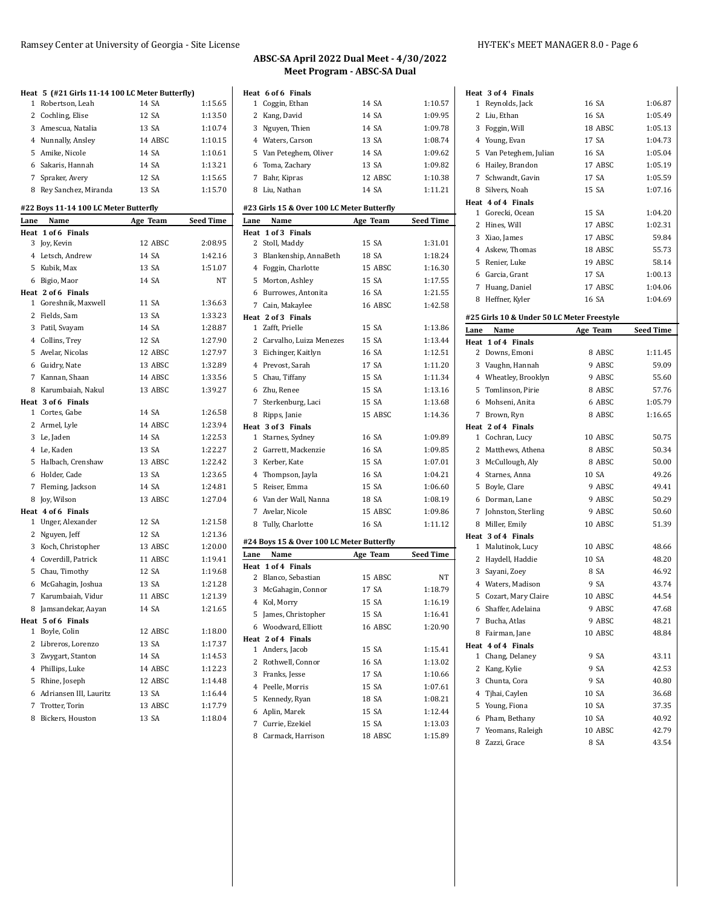## ABSC-SA April 2022 Dual Meet - 4/30/2022
## Meet Program - ABSC-SA Dual

**Heat 5 (#21 Girls 11-14 100 LC Meter Butterfly)**

| Lane | Name | Age | Team | Seed Time |
|---|---|---|---|---|
| 1 | Robertson, Leah | 14 | SA | 1:15.65 |
| 2 | Cochling, Elise | 12 | SA | 1:13.50 |
| 3 | Amescua, Natalia | 13 | SA | 1:10.74 |
| 4 | Nunnally, Ansley | 14 | ABSC | 1:10.15 |
| 5 | Amike, Nicole | 14 | SA | 1:10.61 |
| 6 | Sakaris, Hannah | 14 | SA | 1:13.21 |
| 7 | Spraker, Avery | 12 | SA | 1:15.65 |
| 8 | Rey Sanchez, Miranda | 13 | SA | 1:15.70 |

### #22 Boys 11-14 100 LC Meter Butterfly

| Lane | Name | Age | Team | Seed Time |
|---|---|---|---|---|
| **Heat 1 of 6 Finals** | | | | |
| 3 | Joy, Kevin | 12 | ABSC | 2:08.95 |
| 4 | Letsch, Andrew | 14 | SA | 1:42.16 |
| 5 | Kubik, Max | 13 | SA | 1:51.07 |
| 6 | Bigio, Maor | 14 | SA | NT |
| **Heat 2 of 6 Finals** | | | | |
| 1 | Goreshnik, Maxwell | 11 | SA | 1:36.63 |
| 2 | Fields, Sam | 13 | SA | 1:33.23 |
| 3 | Patil, Svayam | 14 | SA | 1:28.87 |
| 4 | Collins, Trey | 12 | SA | 1:27.90 |
| 5 | Avelar, Nicolas | 12 | ABSC | 1:27.97 |
| 6 | Guidry, Nate | 13 | ABSC | 1:32.89 |
| 7 | Kannan, Shaan | 14 | ABSC | 1:33.56 |
| 8 | Karumbaiah, Nakul | 13 | ABSC | 1:39.27 |
| **Heat 3 of 6 Finals** | | | | |
| 1 | Cortes, Gabe | 14 | SA | 1:26.58 |
| 2 | Armel, Lyle | 14 | ABSC | 1:23.94 |
| 3 | Le, Jaden | 14 | SA | 1:22.53 |
| 4 | Le, Kaden | 13 | SA | 1:22.27 |
| 5 | Halbach, Crenshaw | 13 | ABSC | 1:22.42 |
| 6 | Holder, Cade | 13 | SA | 1:23.65 |
| 7 | Fleming, Jackson | 14 | SA | 1:24.81 |
| 8 | Joy, Wilson | 13 | ABSC | 1:27.04 |
| **Heat 4 of 6 Finals** | | | | |
| 1 | Unger, Alexander | 12 | SA | 1:21.58 |
| 2 | Nguyen, Jeff | 12 | SA | 1:21.36 |
| 3 | Koch, Christopher | 13 | ABSC | 1:20.00 |
| 4 | Coverdill, Patrick | 11 | ABSC | 1:19.41 |
| 5 | Chau, Timothy | 12 | SA | 1:19.68 |
| 6 | McGahagin, Joshua | 13 | SA | 1:21.28 |
| 7 | Karumbaiah, Vidur | 11 | ABSC | 1:21.39 |
| 8 | Jamsandekar, Aayan | 14 | SA | 1:21.65 |
| **Heat 5 of 6 Finals** | | | | |
| 1 | Boyle, Colin | 12 | ABSC | 1:18.00 |
| 2 | Libreros, Lorenzo | 13 | SA | 1:17.37 |
| 3 | Zwygart, Stanton | 14 | SA | 1:14.53 |
| 4 | Phillips, Luke | 14 | ABSC | 1:12.23 |
| 5 | Rhine, Joseph | 12 | ABSC | 1:14.48 |
| 6 | Adriansen III, Lauritz | 13 | SA | 1:16.44 |
| 7 | Trotter, Torin | 13 | ABSC | 1:17.79 |
| 8 | Bickers, Houston | 13 | SA | 1:18.04 |
| **Heat 6 of 6 Finals** | | | | |
| 1 | Coggin, Ethan | 14 | SA | 1:10.57 |
| 2 | Kang, David | 14 | SA | 1:09.95 |
| 3 | Nguyen, Thien | 14 | SA | 1:09.78 |
| 4 | Waters, Carson | 13 | SA | 1:08.74 |
| 5 | Van Peteghem, Oliver | 14 | SA | 1:09.62 |
| 6 | Toma, Zachary | 13 | SA | 1:09.82 |
| 7 | Bahr, Kipras | 12 | ABSC | 1:10.38 |
| 8 | Liu, Nathan | 14 | SA | 1:11.21 |

### #23 Girls 15 & Over 100 LC Meter Butterfly

| Lane | Name | Age | Team | Seed Time |
|---|---|---|---|---|
| **Heat 1 of 3 Finals** | | | | |
| 2 | Stoll, Maddy | 15 | SA | 1:31.01 |
| 3 | Blankenship, AnnaBeth | 18 | SA | 1:18.24 |
| 4 | Foggin, Charlotte | 15 | ABSC | 1:16.30 |
| 5 | Morton, Ashley | 15 | SA | 1:17.55 |
| 6 | Burrowes, Antonita | 16 | SA | 1:21.55 |
| 7 | Cain, Makaylee | 16 | ABSC | 1:42.58 |
| **Heat 2 of 3 Finals** | | | | |
| 1 | Zafft, Prielle | 15 | SA | 1:13.86 |
| 2 | Carvalho, Luiza Menezes | 15 | SA | 1:13.44 |
| 3 | Eichinger, Kaitlyn | 16 | SA | 1:12.51 |
| 4 | Prevost, Sarah | 17 | SA | 1:11.20 |
| 5 | Chau, Tiffany | 15 | SA | 1:11.34 |
| 6 | Zhu, Renee | 15 | SA | 1:13.16 |
| 7 | Sterkenburg, Laci | 15 | SA | 1:13.68 |
| 8 | Ripps, Janie | 15 | ABSC | 1:14.36 |
| **Heat 3 of 3 Finals** | | | | |
| 1 | Starnes, Sydney | 16 | SA | 1:09.89 |
| 2 | Garrett, Mackenzie | 16 | SA | 1:09.85 |
| 3 | Kerber, Kate | 15 | SA | 1:07.01 |
| 4 | Thompson, Jayla | 16 | SA | 1:04.21 |
| 5 | Reiser, Emma | 15 | SA | 1:06.60 |
| 6 | Van der Wall, Nanna | 18 | SA | 1:08.19 |
| 7 | Avelar, Nicole | 15 | ABSC | 1:09.86 |
| 8 | Tully, Charlotte | 16 | SA | 1:11.12 |

### #24 Boys 15 & Over 100 LC Meter Butterfly

| Lane | Name | Age | Team | Seed Time |
|---|---|---|---|---|
| **Heat 1 of 4 Finals** | | | | |
| 2 | Blanco, Sebastian | 15 | ABSC | NT |
| 3 | McGahagin, Connor | 17 | SA | 1:18.79 |
| 4 | Kol, Morry | 15 | SA | 1:16.19 |
| 5 | James, Christopher | 15 | SA | 1:16.41 |
| 6 | Woodward, Elliott | 16 | ABSC | 1:20.90 |
| **Heat 2 of 4 Finals** | | | | |
| 1 | Anders, Jacob | 15 | SA | 1:15.41 |
| 2 | Rothwell, Connor | 16 | SA | 1:13.02 |
| 3 | Franks, Jesse | 17 | SA | 1:10.66 |
| 4 | Peelle, Morris | 15 | SA | 1:07.61 |
| 5 | Kennedy, Ryan | 18 | SA | 1:08.21 |
| 6 | Aplin, Marek | 15 | SA | 1:12.44 |
| 7 | Currie, Ezekiel | 15 | SA | 1:13.03 |
| 8 | Carmack, Harrison | 18 | ABSC | 1:15.89 |
| **Heat 3 of 4 Finals** | | | | |
| 1 | Reynolds, Jack | 16 | SA | 1:06.87 |
| 2 | Liu, Ethan | 16 | SA | 1:05.49 |
| 3 | Foggin, Will | 18 | ABSC | 1:05.13 |
| 4 | Young, Evan | 17 | SA | 1:04.73 |
| 5 | Van Peteghem, Julian | 16 | SA | 1:05.04 |
| 6 | Hailey, Brandon | 17 | ABSC | 1:05.19 |
| 7 | Schwandt, Gavin | 17 | SA | 1:05.59 |
| 8 | Silvers, Noah | 15 | SA | 1:07.16 |
| **Heat 4 of 4 Finals** | | | | |
| 1 | Gorecki, Ocean | 15 | SA | 1:04.20 |
| 2 | Hines, Will | 17 | ABSC | 1:02.31 |
| 3 | Xiao, James | 17 | ABSC | 59.84 |
| 4 | Askew, Thomas | 18 | ABSC | 55.73 |
| 5 | Renier, Luke | 19 | ABSC | 58.14 |
| 6 | Garcia, Grant | 17 | SA | 1:00.13 |
| 7 | Huang, Daniel | 17 | ABSC | 1:04.06 |
| 8 | Heffner, Kyler | 16 | SA | 1:04.69 |

### #25 Girls 10 & Under 50 LC Meter Freestyle

| Lane | Name | Age | Team | Seed Time |
|---|---|---|---|---|
| **Heat 1 of 4 Finals** | | | | |
| 2 | Downs, Emoni | 8 | ABSC | 1:11.45 |
| 3 | Vaughn, Hannah | 9 | ABSC | 59.09 |
| 4 | Wheatley, Brooklyn | 9 | ABSC | 55.60 |
| 5 | Tomlinson, Pirie | 8 | ABSC | 57.76 |
| 6 | Mohseni, Anita | 6 | ABSC | 1:05.79 |
| 7 | Brown, Ryn | 8 | ABSC | 1:16.65 |
| **Heat 2 of 4 Finals** | | | | |
| 1 | Cochran, Lucy | 10 | ABSC | 50.75 |
| 2 | Matthews, Athena | 8 | ABSC | 50.34 |
| 3 | McCullough, Aly | 8 | ABSC | 50.00 |
| 4 | Starnes, Anna | 10 | SA | 49.26 |
| 5 | Boyle, Clare | 9 | ABSC | 49.41 |
| 6 | Dorman, Lane | 9 | ABSC | 50.29 |
| 7 | Johnston, Sterling | 9 | ABSC | 50.60 |
| 8 | Miller, Emily | 10 | ABSC | 51.39 |
| **Heat 3 of 4 Finals** | | | | |
| 1 | Malutinok, Lucy | 10 | ABSC | 48.66 |
| 2 | Haydell, Haddie | 10 | SA | 48.20 |
| 3 | Sayani, Zoey | 8 | SA | 46.92 |
| 4 | Waters, Madison | 9 | SA | 43.74 |
| 5 | Cozart, Mary Claire | 10 | ABSC | 44.54 |
| 6 | Shaffer, Adelaina | 9 | ABSC | 47.68 |
| 7 | Bucha, Atlas | 9 | ABSC | 48.21 |
| 8 | Fairman, Jane | 10 | ABSC | 48.84 |
| **Heat 4 of 4 Finals** | | | | |
| 1 | Chang, Delaney | 9 | SA | 43.11 |
| 2 | Kang, Kylie | 9 | SA | 42.53 |
| 3 | Chunta, Cora | 9 | SA | 40.80 |
| 4 | Tjhai, Caylen | 10 | SA | 36.68 |
| 5 | Young, Fiona | 10 | SA | 37.35 |
| 6 | Pham, Bethany | 10 | SA | 40.92 |
| 7 | Yeomans, Raleigh | 10 | ABSC | 42.79 |
| 8 | Zazzi, Grace | 8 | SA | 43.54 |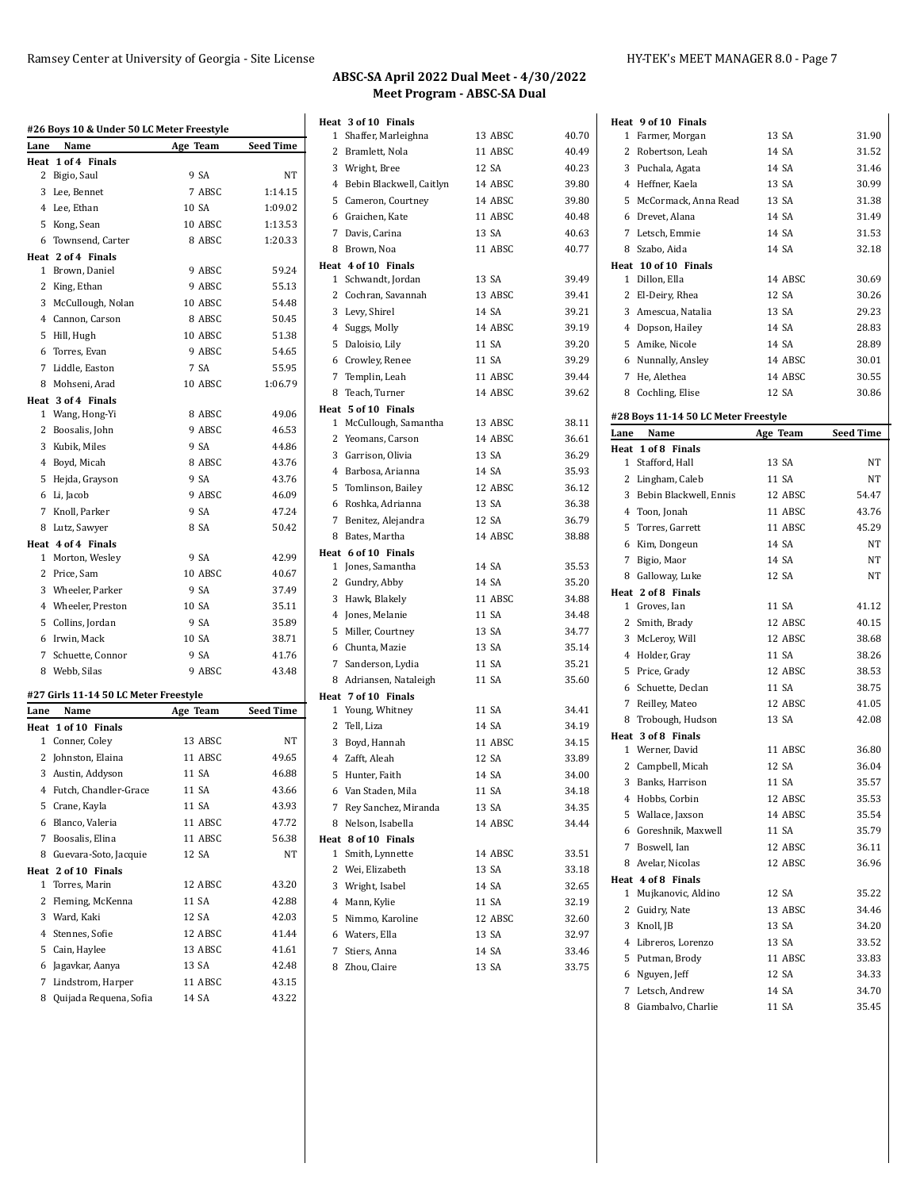## ABSC-SA April 2022 Dual Meet - 4/30/2022
## Meet Program - ABSC-SA Dual

### #26 Boys 10 & Under 50 LC Meter Freestyle

| Lane | Name | Age | Team | Seed Time |
|---|---|---|---|---|
| **Heat 1 of 4 Finals** | | | | |
| 2 | Bigio, Saul | 9 | SA | NT |
| 3 | Lee, Bennet | 7 | ABSC | 1:14.15 |
| 4 | Lee, Ethan | 10 | SA | 1:09.02 |
| 5 | Kong, Sean | 10 | ABSC | 1:13.53 |
| 6 | Townsend, Carter | 8 | ABSC | 1:20.33 |
| **Heat 2 of 4 Finals** | | | | |
| 1 | Brown, Daniel | 9 | ABSC | 59.24 |
| 2 | King, Ethan | 9 | ABSC | 55.13 |
| 3 | McCullough, Nolan | 10 | ABSC | 54.48 |
| 4 | Cannon, Carson | 8 | ABSC | 50.45 |
| 5 | Hill, Hugh | 10 | ABSC | 51.38 |
| 6 | Torres, Evan | 9 | ABSC | 54.65 |
| 7 | Liddle, Easton | 7 | SA | 55.95 |
| 8 | Mohseni, Arad | 10 | ABSC | 1:06.79 |
| **Heat 3 of 4 Finals** | | | | |
| 1 | Wang, Hong-Yi | 8 | ABSC | 49.06 |
| 2 | Boosalis, John | 9 | ABSC | 46.53 |
| 3 | Kubik, Miles | 9 | SA | 44.86 |
| 4 | Boyd, Micah | 8 | ABSC | 43.76 |
| 5 | Hejda, Grayson | 9 | SA | 43.76 |
| 6 | Li, Jacob | 9 | ABSC | 46.09 |
| 7 | Knoll, Parker | 9 | SA | 47.24 |
| 8 | Lutz, Sawyer | 8 | SA | 50.42 |
| **Heat 4 of 4 Finals** | | | | |
| 1 | Morton, Wesley | 9 | SA | 42.99 |
| 2 | Price, Sam | 10 | ABSC | 40.67 |
| 3 | Wheeler, Parker | 9 | SA | 37.49 |
| 4 | Wheeler, Preston | 10 | SA | 35.11 |
| 5 | Collins, Jordan | 9 | SA | 35.89 |
| 6 | Irwin, Mack | 10 | SA | 38.71 |
| 7 | Schuette, Connor | 9 | SA | 41.76 |
| 8 | Webb, Silas | 9 | ABSC | 43.48 |

### #27 Girls 11-14 50 LC Meter Freestyle

| Lane | Name | Age | Team | Seed Time |
|---|---|---|---|---|
| **Heat 1 of 10 Finals** | | | | |
| 1 | Conner, Coley | 13 | ABSC | NT |
| 2 | Johnston, Elaina | 11 | ABSC | 49.65 |
| 3 | Austin, Addyson | 11 | SA | 46.88 |
| 4 | Futch, Chandler-Grace | 11 | SA | 43.66 |
| 5 | Crane, Kayla | 11 | SA | 43.93 |
| 6 | Blanco, Valeria | 11 | ABSC | 47.72 |
| 7 | Boosalis, Elina | 11 | ABSC | 56.38 |
| 8 | Guevara-Soto, Jacquie | 12 | SA | NT |
| **Heat 2 of 10 Finals** | | | | |
| 1 | Torres, Marin | 12 | ABSC | 43.20 |
| 2 | Fleming, McKenna | 11 | SA | 42.88 |
| 3 | Ward, Kaki | 12 | SA | 42.03 |
| 4 | Stennes, Sofie | 12 | ABSC | 41.44 |
| 5 | Cain, Haylee | 13 | ABSC | 41.61 |
| 6 | Jagavkar, Aanya | 13 | SA | 42.48 |
| 7 | Lindstrom, Harper | 11 | ABSC | 43.15 |
| 8 | Quijada Requena, Sofia | 14 | SA | 43.22 |
| **Heat 3 of 10 Finals** | | | | |
| 1 | Shaffer, Marleighna | 13 | ABSC | 40.70 |
| 2 | Bramlett, Nola | 11 | ABSC | 40.49 |
| 3 | Wright, Bree | 12 | SA | 40.23 |
| 4 | Bebin Blackwell, Caitlyn | 14 | ABSC | 39.80 |
| 5 | Cameron, Courtney | 14 | ABSC | 39.80 |
| 6 | Graichen, Kate | 11 | ABSC | 40.48 |
| 7 | Davis, Carina | 13 | SA | 40.63 |
| 8 | Brown, Noa | 11 | ABSC | 40.77 |
| **Heat 4 of 10 Finals** | | | | |
| 1 | Schwandt, Jordan | 13 | SA | 39.49 |
| 2 | Cochran, Savannah | 13 | ABSC | 39.41 |
| 3 | Levy, Shirel | 14 | SA | 39.21 |
| 4 | Suggs, Molly | 14 | ABSC | 39.19 |
| 5 | Daloisio, Lily | 11 | SA | 39.20 |
| 6 | Crowley, Renee | 11 | SA | 39.29 |
| 7 | Templin, Leah | 11 | ABSC | 39.44 |
| 8 | Teach, Turner | 14 | ABSC | 39.62 |
| **Heat 5 of 10 Finals** | | | | |
| 1 | McCullough, Samantha | 13 | ABSC | 38.11 |
| 2 | Yeomans, Carson | 14 | ABSC | 36.61 |
| 3 | Garrison, Olivia | 13 | SA | 36.29 |
| 4 | Barbosa, Arianna | 14 | SA | 35.93 |
| 5 | Tomlinson, Bailey | 12 | ABSC | 36.12 |
| 6 | Roshka, Adrianna | 13 | SA | 36.38 |
| 7 | Benitez, Alejandra | 12 | SA | 36.79 |
| 8 | Bates, Martha | 14 | ABSC | 38.88 |
| **Heat 6 of 10 Finals** | | | | |
| 1 | Jones, Samantha | 14 | SA | 35.53 |
| 2 | Gundry, Abby | 14 | SA | 35.20 |
| 3 | Hawk, Blakely | 11 | ABSC | 34.88 |
| 4 | Jones, Melanie | 11 | SA | 34.48 |
| 5 | Miller, Courtney | 13 | SA | 34.77 |
| 6 | Chunta, Mazie | 13 | SA | 35.14 |
| 7 | Sanderson, Lydia | 11 | SA | 35.21 |
| 8 | Adriansen, Nataleigh | 11 | SA | 35.60 |
| **Heat 7 of 10 Finals** | | | | |
| 1 | Young, Whitney | 11 | SA | 34.41 |
| 2 | Tell, Liza | 14 | SA | 34.19 |
| 3 | Boyd, Hannah | 11 | ABSC | 34.15 |
| 4 | Zafft, Aleah | 12 | SA | 33.89 |
| 5 | Hunter, Faith | 14 | SA | 34.00 |
| 6 | Van Staden, Mila | 11 | SA | 34.18 |
| 7 | Rey Sanchez, Miranda | 13 | SA | 34.35 |
| 8 | Nelson, Isabella | 14 | ABSC | 34.44 |
| **Heat 8 of 10 Finals** | | | | |
| 1 | Smith, Lynnette | 14 | ABSC | 33.51 |
| 2 | Wei, Elizabeth | 13 | SA | 33.18 |
| 3 | Wright, Isabel | 14 | SA | 32.65 |
| 4 | Mann, Kylie | 11 | SA | 32.19 |
| 5 | Nimmo, Karoline | 12 | ABSC | 32.60 |
| 6 | Waters, Ella | 13 | SA | 32.97 |
| 7 | Stiers, Anna | 14 | SA | 33.46 |
| 8 | Zhou, Claire | 13 | SA | 33.75 |
| **Heat 9 of 10 Finals** | | | | |
| 1 | Farmer, Morgan | 13 | SA | 31.90 |
| 2 | Robertson, Leah | 14 | SA | 31.52 |
| 3 | Puchala, Agata | 14 | SA | 31.46 |
| 4 | Heffner, Kaela | 13 | SA | 30.99 |
| 5 | McCormack, Anna Read | 13 | SA | 31.38 |
| 6 | Drevet, Alana | 14 | SA | 31.49 |
| 7 | Letsch, Emmie | 14 | SA | 31.53 |
| 8 | Szabo, Aida | 14 | SA | 32.18 |
| **Heat 10 of 10 Finals** | | | | |
| 1 | Dillon, Ella | 14 | ABSC | 30.69 |
| 2 | El-Deiry, Rhea | 12 | SA | 30.26 |
| 3 | Amescua, Natalia | 13 | SA | 29.23 |
| 4 | Dopson, Hailey | 14 | SA | 28.83 |
| 5 | Amike, Nicole | 14 | SA | 28.89 |
| 6 | Nunnally, Ansley | 14 | ABSC | 30.01 |
| 7 | He, Alethea | 14 | ABSC | 30.55 |
| 8 | Cochling, Elise | 12 | SA | 30.86 |

### #28 Boys 11-14 50 LC Meter Freestyle

| Lane | Name | Age | Team | Seed Time |
|---|---|---|---|---|
| **Heat 1 of 8 Finals** | | | | |
| 1 | Stafford, Hall | 13 | SA | NT |
| 2 | Lingham, Caleb | 11 | SA | NT |
| 3 | Bebin Blackwell, Ennis | 12 | ABSC | 54.47 |
| 4 | Toon, Jonah | 11 | ABSC | 43.76 |
| 5 | Torres, Garrett | 11 | ABSC | 45.29 |
| 6 | Kim, Dongeun | 14 | SA | NT |
| 7 | Bigio, Maor | 14 | SA | NT |
| 8 | Galloway, Luke | 12 | SA | NT |
| **Heat 2 of 8 Finals** | | | | |
| 1 | Groves, Ian | 11 | SA | 41.12 |
| 2 | Smith, Brady | 12 | ABSC | 40.15 |
| 3 | McLeroy, Will | 12 | ABSC | 38.68 |
| 4 | Holder, Gray | 11 | SA | 38.26 |
| 5 | Price, Grady | 12 | ABSC | 38.53 |
| 6 | Schuette, Declan | 11 | SA | 38.75 |
| 7 | Reilley, Mateo | 12 | ABSC | 41.05 |
| 8 | Trobough, Hudson | 13 | SA | 42.08 |
| **Heat 3 of 8 Finals** | | | | |
| 1 | Werner, David | 11 | ABSC | 36.80 |
| 2 | Campbell, Micah | 12 | SA | 36.04 |
| 3 | Banks, Harrison | 11 | SA | 35.57 |
| 4 | Hobbs, Corbin | 12 | ABSC | 35.53 |
| 5 | Wallace, Jaxson | 14 | ABSC | 35.54 |
| 6 | Goreshnik, Maxwell | 11 | SA | 35.79 |
| 7 | Boswell, Ian | 12 | ABSC | 36.11 |
| 8 | Avelar, Nicolas | 12 | ABSC | 36.96 |
| **Heat 4 of 8 Finals** | | | | |
| 1 | Mujkanovic, Aldino | 12 | SA | 35.22 |
| 2 | Guidry, Nate | 13 | ABSC | 34.46 |
| 3 | Knoll, JB | 13 | SA | 34.20 |
| 4 | Libreros, Lorenzo | 13 | SA | 33.52 |
| 5 | Putman, Brody | 11 | ABSC | 33.83 |
| 6 | Nguyen, Jeff | 12 | SA | 34.33 |
| 7 | Letsch, Andrew | 14 | SA | 34.70 |
| 8 | Giambalvo, Charlie | 11 | SA | 35.45 |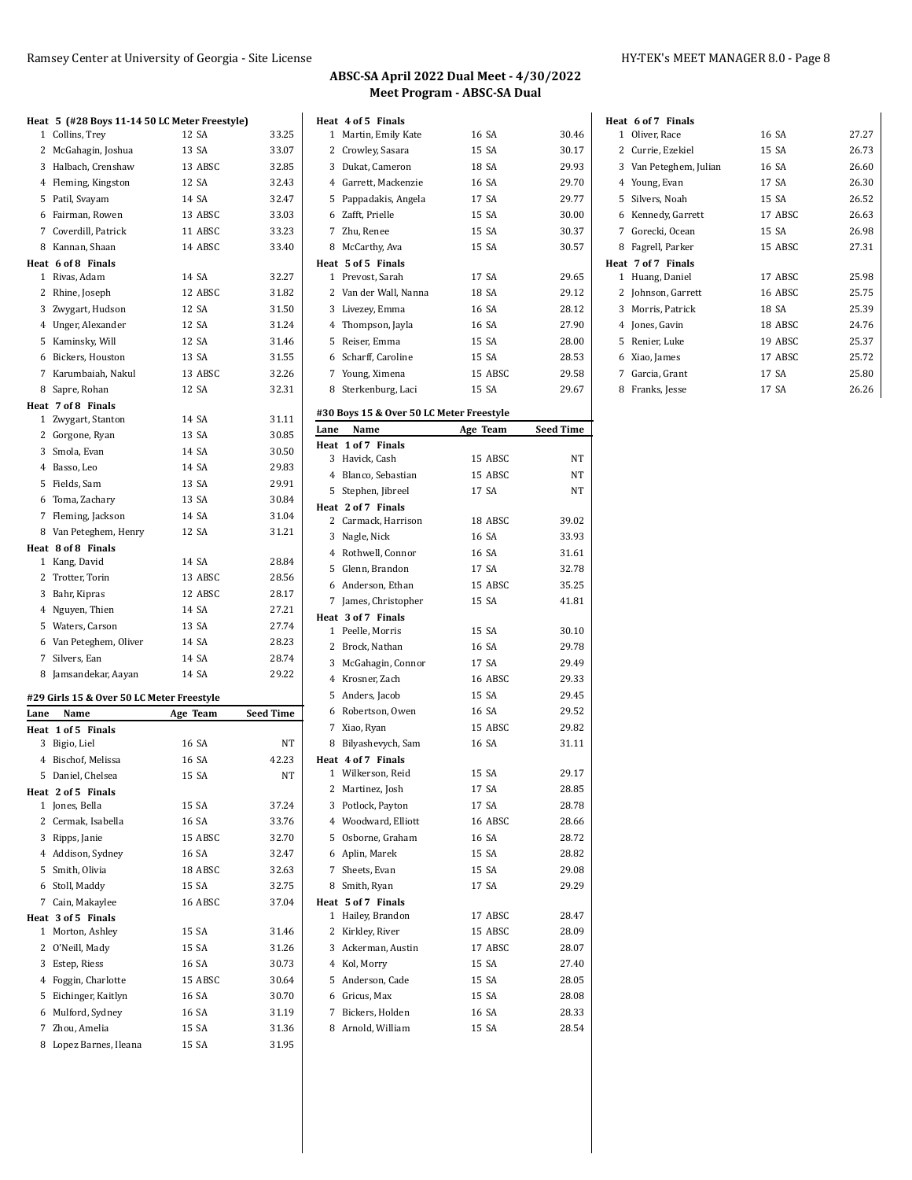## ABSC-SA April 2022 Dual Meet - 4/30/2022
## Meet Program - ABSC-SA Dual

**Heat 5 (#28 Boys 11-14 50 LC Meter Freestyle)**

| Lane | Name | Age | Team | Seed Time |
|---|---|---|---|---|
| 1 | Collins, Trey | 12 | SA | 33.25 |
| 2 | McGahagin, Joshua | 13 | SA | 33.07 |
| 3 | Halbach, Crenshaw | 13 | ABSC | 32.85 |
| 4 | Fleming, Kingston | 12 | SA | 32.43 |
| 5 | Patil, Svayam | 14 | SA | 32.47 |
| 6 | Fairman, Rowen | 13 | ABSC | 33.03 |
| 7 | Coverdill, Patrick | 11 | ABSC | 33.23 |
| 8 | Kannan, Shaan | 14 | ABSC | 33.40 |

**Heat 6 of 8 Finals**

| Lane | Name | Age | Team | Seed Time |
|---|---|---|---|---|
| 1 | Rivas, Adam | 14 | SA | 32.27 |
| 2 | Rhine, Joseph | 12 | ABSC | 31.82 |
| 3 | Zwygart, Hudson | 12 | SA | 31.50 |
| 4 | Unger, Alexander | 12 | SA | 31.24 |
| 5 | Kaminsky, Will | 12 | SA | 31.46 |
| 6 | Bickers, Houston | 13 | SA | 31.55 |
| 7 | Karumbaiah, Nakul | 13 | ABSC | 32.26 |
| 8 | Sapre, Rohan | 12 | SA | 32.31 |

**Heat 7 of 8 Finals**

| Lane | Name | Age | Team | Seed Time |
|---|---|---|---|---|
| 1 | Zwygart, Stanton | 14 | SA | 31.11 |
| 2 | Gorgone, Ryan | 13 | SA | 30.85 |
| 3 | Smola, Evan | 14 | SA | 30.50 |
| 4 | Basso, Leo | 14 | SA | 29.83 |
| 5 | Fields, Sam | 13 | SA | 29.91 |
| 6 | Toma, Zachary | 13 | SA | 30.84 |
| 7 | Fleming, Jackson | 14 | SA | 31.04 |
| 8 | Van Peteghem, Henry | 12 | SA | 31.21 |

**Heat 8 of 8 Finals**

| Lane | Name | Age | Team | Seed Time |
|---|---|---|---|---|
| 1 | Kang, David | 14 | SA | 28.84 |
| 2 | Trotter, Torin | 13 | ABSC | 28.56 |
| 3 | Bahr, Kipras | 12 | ABSC | 28.17 |
| 4 | Nguyen, Thien | 14 | SA | 27.21 |
| 5 | Waters, Carson | 13 | SA | 27.74 |
| 6 | Van Peteghem, Oliver | 14 | SA | 28.23 |
| 7 | Silvers, Ean | 14 | SA | 28.74 |
| 8 | Jamsandekar, Aayan | 14 | SA | 29.22 |

### #29 Girls 15 & Over 50 LC Meter Freestyle

| Lane | Name | Age | Team | Seed Time |
|---|---|---|---|---|
| **Heat 1 of 5 Finals** | | | | |
| 3 | Bigio, Liel | 16 | SA | NT |
| 4 | Bischof, Melissa | 16 | SA | 42.23 |
| 5 | Daniel, Chelsea | 15 | SA | NT |
| **Heat 2 of 5 Finals** | | | | |
| 1 | Jones, Bella | 15 | SA | 37.24 |
| 2 | Cermak, Isabella | 16 | SA | 33.76 |
| 3 | Ripps, Janie | 15 | ABSC | 32.70 |
| 4 | Addison, Sydney | 16 | SA | 32.47 |
| 5 | Smith, Olivia | 18 | ABSC | 32.63 |
| 6 | Stoll, Maddy | 15 | SA | 32.75 |
| 7 | Cain, Makaylee | 16 | ABSC | 37.04 |
| **Heat 3 of 5 Finals** | | | | |
| 1 | Morton, Ashley | 15 | SA | 31.46 |
| 2 | O'Neill, Mady | 15 | SA | 31.26 |
| 3 | Estep, Riess | 16 | SA | 30.73 |
| 4 | Foggin, Charlotte | 15 | ABSC | 30.64 |
| 5 | Eichinger, Kaitlyn | 16 | SA | 30.70 |
| 6 | Mulford, Sydney | 16 | SA | 31.19 |
| 7 | Zhou, Amelia | 15 | SA | 31.36 |
| 8 | Lopez Barnes, Ileana | 15 | SA | 31.95 |
| **Heat 4 of 5 Finals** | | | | |
| 1 | Martin, Emily Kate | 16 | SA | 30.46 |
| 2 | Crowley, Sasara | 15 | SA | 30.17 |
| 3 | Dukat, Cameron | 18 | SA | 29.93 |
| 4 | Garrett, Mackenzie | 16 | SA | 29.70 |
| 5 | Pappadakis, Angela | 17 | SA | 29.77 |
| 6 | Zafft, Prielle | 15 | SA | 30.00 |
| 7 | Zhu, Renee | 15 | SA | 30.37 |
| 8 | McCarthy, Ava | 15 | SA | 30.57 |
| **Heat 5 of 5 Finals** | | | | |
| 1 | Prevost, Sarah | 17 | SA | 29.65 |
| 2 | Van der Wall, Nanna | 18 | SA | 29.12 |
| 3 | Livezey, Emma | 16 | SA | 28.12 |
| 4 | Thompson, Jayla | 16 | SA | 27.90 |
| 5 | Reiser, Emma | 15 | SA | 28.00 |
| 6 | Scharff, Caroline | 15 | SA | 28.53 |
| 7 | Young, Ximena | 15 | ABSC | 29.58 |
| 8 | Sterkenburg, Laci | 15 | SA | 29.67 |

### #30 Boys 15 & Over 50 LC Meter Freestyle

| Lane | Name | Age | Team | Seed Time |
|---|---|---|---|---|
| **Heat 1 of 7 Finals** | | | | |
| 3 | Havick, Cash | 15 | ABSC | NT |
| 4 | Blanco, Sebastian | 15 | ABSC | NT |
| 5 | Stephen, Jibreel | 17 | SA | NT |
| **Heat 2 of 7 Finals** | | | | |
| 2 | Carmack, Harrison | 18 | ABSC | 39.02 |
| 3 | Nagle, Nick | 16 | SA | 33.93 |
| 4 | Rothwell, Connor | 16 | SA | 31.61 |
| 5 | Glenn, Brandon | 17 | SA | 32.78 |
| 6 | Anderson, Ethan | 15 | ABSC | 35.25 |
| 7 | James, Christopher | 15 | SA | 41.81 |
| **Heat 3 of 7 Finals** | | | | |
| 1 | Peelle, Morris | 15 | SA | 30.10 |
| 2 | Brock, Nathan | 16 | SA | 29.78 |
| 3 | McGahagin, Connor | 17 | SA | 29.49 |
| 4 | Krosner, Zach | 16 | ABSC | 29.33 |
| 5 | Anders, Jacob | 15 | SA | 29.45 |
| 6 | Robertson, Owen | 16 | SA | 29.52 |
| 7 | Xiao, Ryan | 15 | ABSC | 29.82 |
| 8 | Bilyashevych, Sam | 16 | SA | 31.11 |
| **Heat 4 of 7 Finals** | | | | |
| 1 | Wilkerson, Reid | 15 | SA | 29.17 |
| 2 | Martinez, Josh | 17 | SA | 28.85 |
| 3 | Potlock, Payton | 17 | SA | 28.78 |
| 4 | Woodward, Elliott | 16 | ABSC | 28.66 |
| 5 | Osborne, Graham | 16 | SA | 28.72 |
| 6 | Aplin, Marek | 15 | SA | 28.82 |
| 7 | Sheets, Evan | 15 | SA | 29.08 |
| 8 | Smith, Ryan | 17 | SA | 29.29 |
| **Heat 5 of 7 Finals** | | | | |
| 1 | Hailey, Brandon | 17 | ABSC | 28.47 |
| 2 | Kirkley, River | 15 | ABSC | 28.09 |
| 3 | Ackerman, Austin | 17 | ABSC | 28.07 |
| 4 | Kol, Morry | 15 | SA | 27.40 |
| 5 | Anderson, Cade | 15 | SA | 28.05 |
| 6 | Gricus, Max | 15 | SA | 28.08 |
| 7 | Bickers, Holden | 16 | SA | 28.33 |
| 8 | Arnold, William | 15 | SA | 28.54 |
| **Heat 6 of 7 Finals** | | | | |
| 1 | Oliver, Race | 16 | SA | 27.27 |
| 2 | Currie, Ezekiel | 15 | SA | 26.73 |
| 3 | Van Peteghem, Julian | 16 | SA | 26.60 |
| 4 | Young, Evan | 17 | SA | 26.30 |
| 5 | Silvers, Noah | 15 | SA | 26.52 |
| 6 | Kennedy, Garrett | 17 | ABSC | 26.63 |
| 7 | Gorecki, Ocean | 15 | SA | 26.98 |
| 8 | Fagrell, Parker | 15 | ABSC | 27.31 |
| **Heat 7 of 7 Finals** | | | | |
| 1 | Huang, Daniel | 17 | ABSC | 25.98 |
| 2 | Johnson, Garrett | 16 | ABSC | 25.75 |
| 3 | Morris, Patrick | 18 | SA | 25.39 |
| 4 | Jones, Gavin | 18 | ABSC | 24.76 |
| 5 | Renier, Luke | 19 | ABSC | 25.37 |
| 6 | Xiao, James | 17 | ABSC | 25.72 |
| 7 | Garcia, Grant | 17 | SA | 25.80 |
| 8 | Franks, Jesse | 17 | SA | 26.26 |